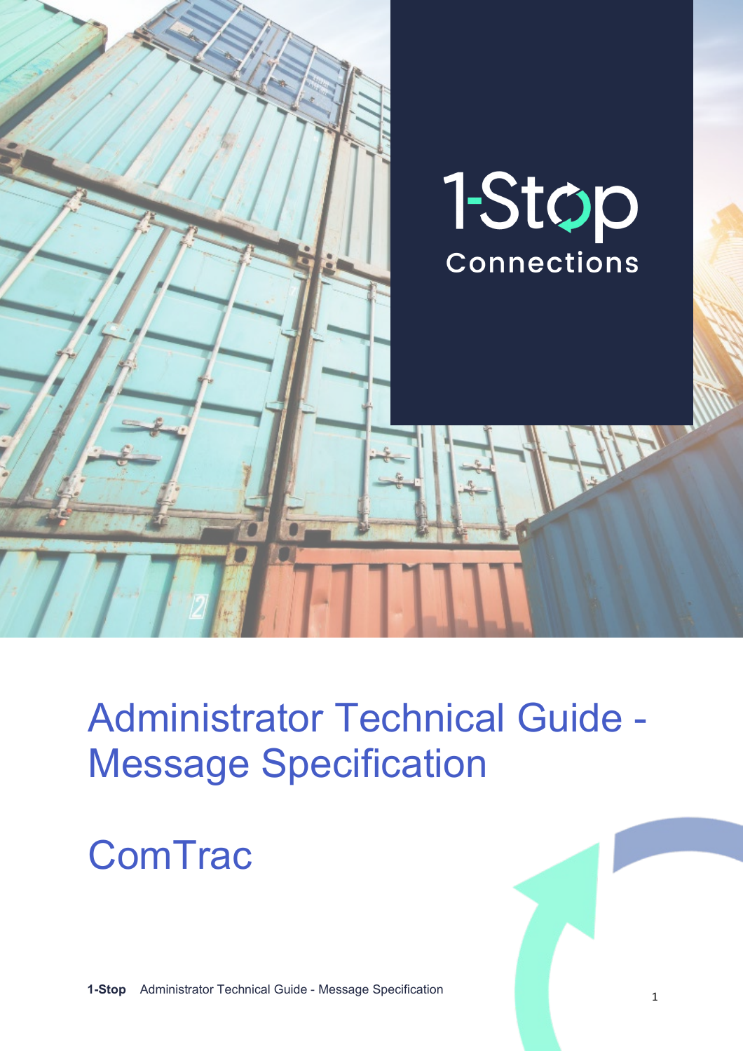1-Stop
Connections

# Administrator Technical Guide - Message Specification

# ComTrac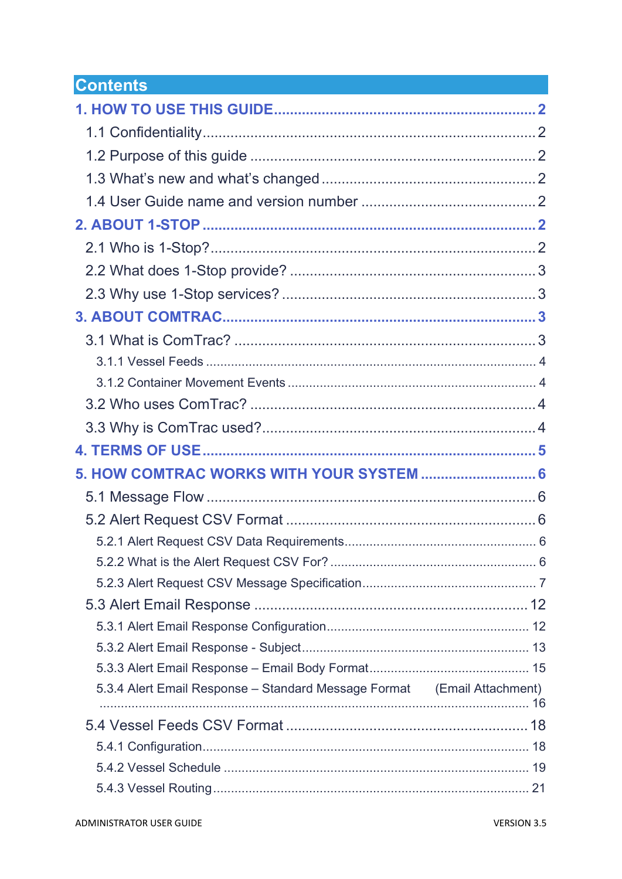# Contents

**1. HOW TO USE THIS GUIDE** .......... 2

- 1.1 Confidentiality .......... 2
- 1.2 Purpose of this guide .......... 2
- 1.3 What's new and what's changed .......... 2
- 1.4 User Guide name and version number .......... 2

**2. ABOUT 1-STOP** .......... 2

- 2.1 Who is 1-Stop? .......... 2
- 2.2 What does 1-Stop provide? .......... 3
- 2.3 Why use 1-Stop services? .......... 3

**3. ABOUT COMTRAC** .......... 3

- 3.1 What is ComTrac? .......... 3
  - 3.1.1 Vessel Feeds .......... 4
  - 3.1.2 Container Movement Events .......... 4
- 3.2 Who uses ComTrac? .......... 4
- 3.3 Why is ComTrac used? .......... 4

**4. TERMS OF USE** .......... 5

**5. HOW COMTRAC WORKS WITH YOUR SYSTEM** .......... 6

- 5.1 Message Flow .......... 6
- 5.2 Alert Request CSV Format .......... 6
  - 5.2.1 Alert Request CSV Data Requirements .......... 6
  - 5.2.2 What is the Alert Request CSV For? .......... 6
  - 5.2.3 Alert Request CSV Message Specification .......... 7
- 5.3 Alert Email Response .......... 12
  - 5.3.1 Alert Email Response Configuration .......... 12
  - 5.3.2 Alert Email Response - Subject .......... 13
  - 5.3.3 Alert Email Response – Email Body Format .......... 15
  - 5.3.4 Alert Email Response – Standard Message Format (Email Attachment) .......... 16
- 5.4 Vessel Feeds CSV Format .......... 18
  - 5.4.1 Configuration .......... 18
  - 5.4.2 Vessel Schedule .......... 19
  - 5.4.3 Vessel Routing .......... 21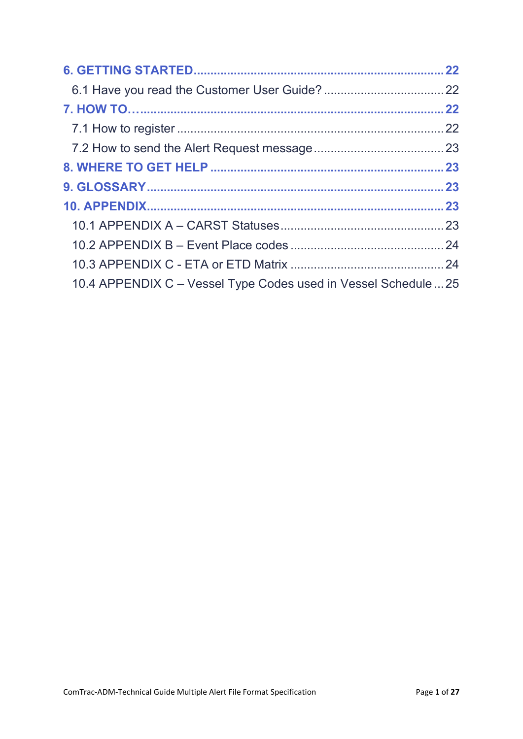6. GETTING STARTED ........................................................................ 22

6.1 Have you read the Customer User Guide? .................................... 22

7. HOW TO… ..................................................................................... 22

7.1 How to register ................................................................................ 22

7.2 How to send the Alert Request message ....................................... 23

8. WHERE TO GET HELP ..................................................................... 23

9. GLOSSARY ........................................................................................ 23

10. APPENDIX ........................................................................................ 23

10.1 APPENDIX A – CARST Statuses ................................................. 23

10.2 APPENDIX B – Event Place codes .............................................. 24

10.3 APPENDIX C - ETA or ETD Matrix .............................................. 24

10.4 APPENDIX C – Vessel Type Codes used in Vessel Schedule ... 25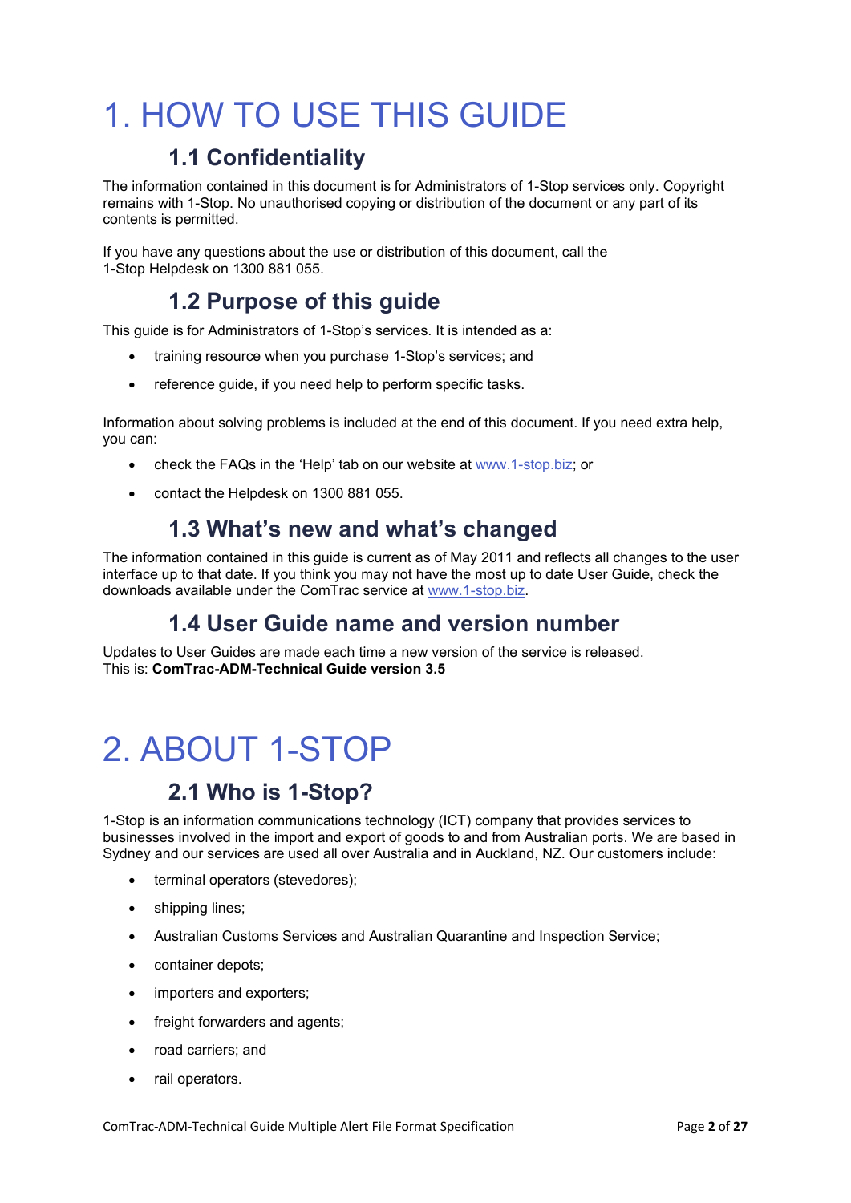# 1. HOW TO USE THIS GUIDE

## 1.1 Confidentiality

The information contained in this document is for Administrators of 1-Stop services only. Copyright remains with 1-Stop. No unauthorised copying or distribution of the document or any part of its contents is permitted.

If you have any questions about the use or distribution of this document, call the 1-Stop Helpdesk on 1300 881 055.

## 1.2 Purpose of this guide

This guide is for Administrators of 1-Stop's services. It is intended as a:

- training resource when you purchase 1-Stop's services; and
- reference guide, if you need help to perform specific tasks.

Information about solving problems is included at the end of this document. If you need extra help, you can:

- check the FAQs in the 'Help' tab on our website at www.1-stop.biz; or
- contact the Helpdesk on 1300 881 055.

## 1.3 What's new and what's changed

The information contained in this guide is current as of May 2011 and reflects all changes to the user interface up to that date. If you think you may not have the most up to date User Guide, check the downloads available under the ComTrac service at www.1-stop.biz.

## 1.4 User Guide name and version number

Updates to User Guides are made each time a new version of the service is released.
This is: **ComTrac-ADM-Technical Guide version 3.5**

# 2. ABOUT 1-STOP

## 2.1 Who is 1-Stop?

1-Stop is an information communications technology (ICT) company that provides services to businesses involved in the import and export of goods to and from Australian ports. We are based in Sydney and our services are used all over Australia and in Auckland, NZ. Our customers include:

- terminal operators (stevedores);
- shipping lines;
- Australian Customs Services and Australian Quarantine and Inspection Service;
- container depots;
- importers and exporters;
- freight forwarders and agents;
- road carriers; and
- rail operators.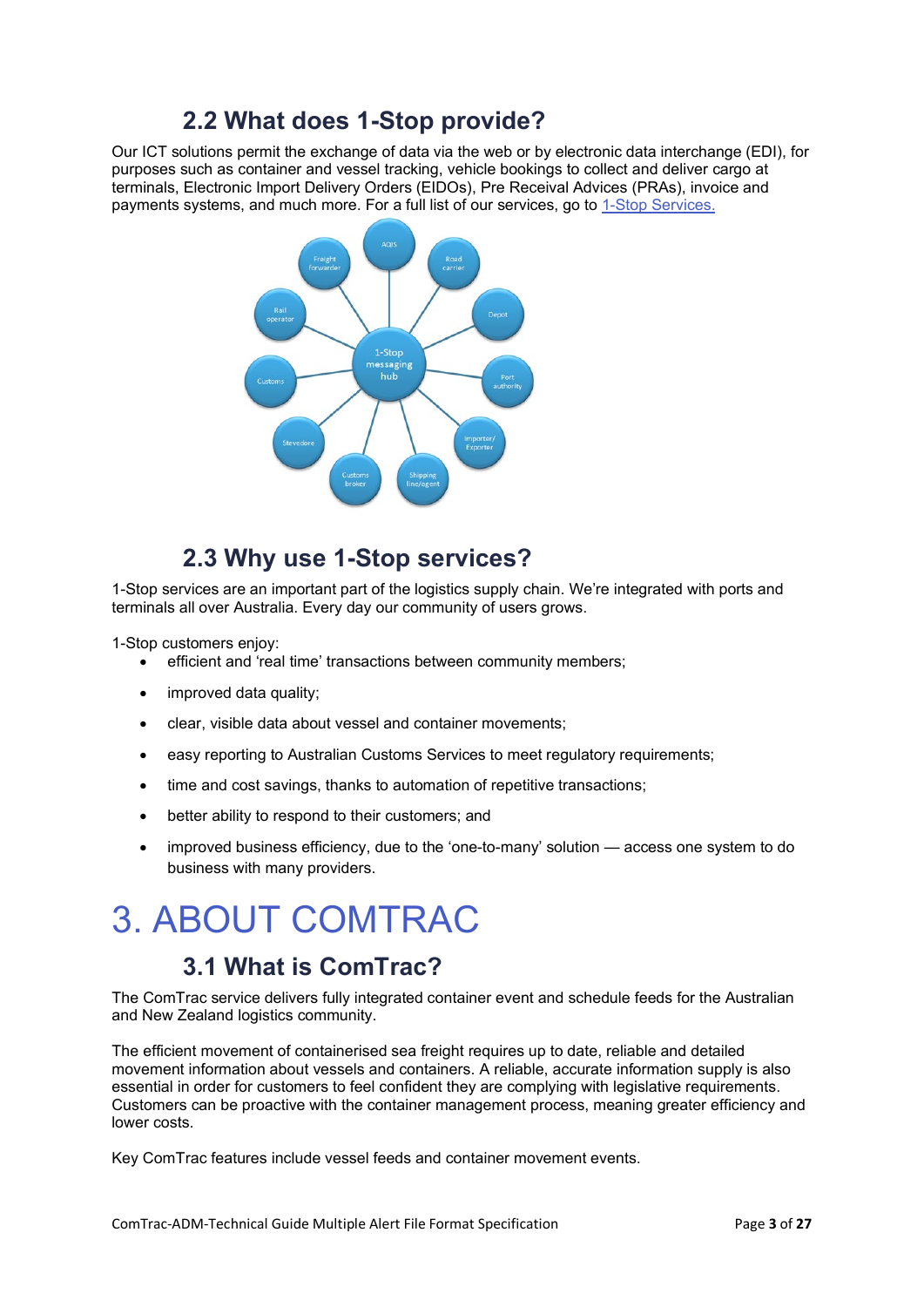## 2.2 What does 1-Stop provide?

Our ICT solutions permit the exchange of data via the web or by electronic data interchange (EDI), for purposes such as container and vessel tracking, vehicle bookings to collect and deliver cargo at terminals, Electronic Import Delivery Orders (EIDOs), Pre Receival Advices (PRAs), invoice and payments systems, and much more. For a full list of our services, go to [1-Stop Services.](#)

## 2.3 Why use 1-Stop services?

1-Stop services are an important part of the logistics supply chain. We're integrated with ports and terminals all over Australia. Every day our community of users grows.

1-Stop customers enjoy:

- efficient and 'real time' transactions between community members;
- improved data quality;
- clear, visible data about vessel and container movements;
- easy reporting to Australian Customs Services to meet regulatory requirements;
- time and cost savings, thanks to automation of repetitive transactions;
- better ability to respond to their customers; and
- improved business efficiency, due to the 'one-to-many' solution — access one system to do business with many providers.

# 3. ABOUT COMTRAC

## 3.1 What is ComTrac?

The ComTrac service delivers fully integrated container event and schedule feeds for the Australian and New Zealand logistics community.

The efficient movement of containerised sea freight requires up to date, reliable and detailed movement information about vessels and containers. A reliable, accurate information supply is also essential in order for customers to feel confident they are complying with legislative requirements. Customers can be proactive with the container management process, meaning greater efficiency and lower costs.

Key ComTrac features include vessel feeds and container movement events.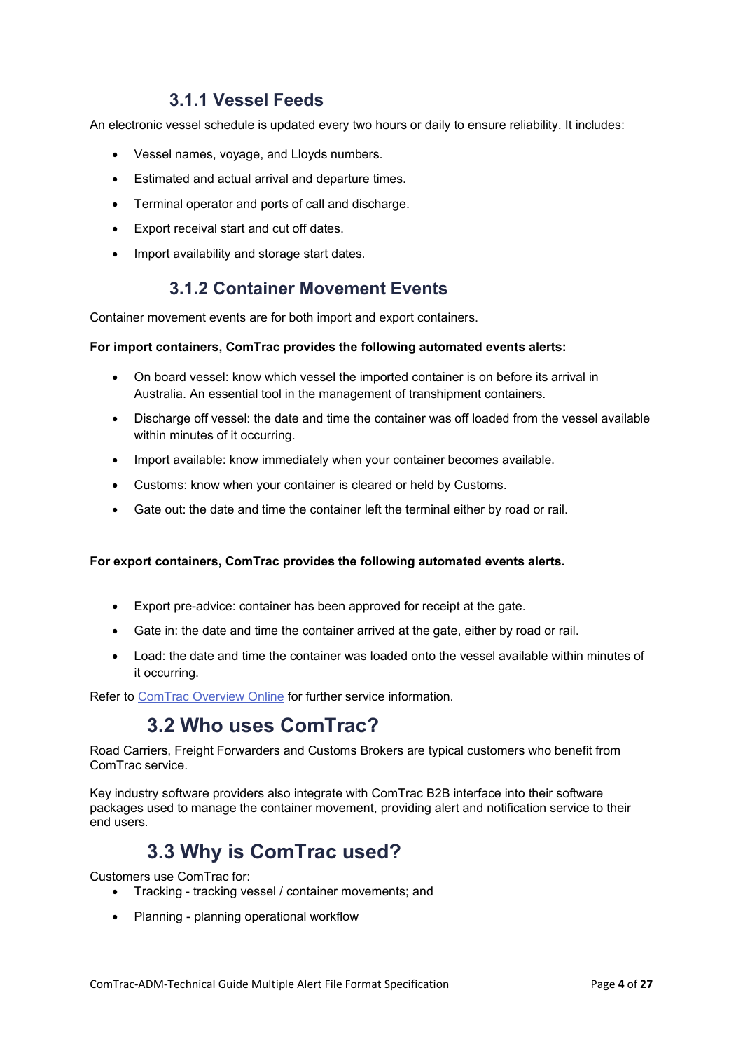### 3.1.1 Vessel Feeds

An electronic vessel schedule is updated every two hours or daily to ensure reliability. It includes:

- Vessel names, voyage, and Lloyds numbers.
- Estimated and actual arrival and departure times.
- Terminal operator and ports of call and discharge.
- Export receival start and cut off dates.
- Import availability and storage start dates.

### 3.1.2 Container Movement Events

Container movement events are for both import and export containers.

**For import containers, ComTrac provides the following automated events alerts:**

- On board vessel: know which vessel the imported container is on before its arrival in Australia. An essential tool in the management of transhipment containers.
- Discharge off vessel: the date and time the container was off loaded from the vessel available within minutes of it occurring.
- Import available: know immediately when your container becomes available.
- Customs: know when your container is cleared or held by Customs.
- Gate out: the date and time the container left the terminal either by road or rail.

**For export containers, ComTrac provides the following automated events alerts.**

- Export pre-advice: container has been approved for receipt at the gate.
- Gate in: the date and time the container arrived at the gate, either by road or rail.
- Load: the date and time the container was loaded onto the vessel available within minutes of it occurring.

Refer to ComTrac Overview Online for further service information.

## 3.2 Who uses ComTrac?

Road Carriers, Freight Forwarders and Customs Brokers are typical customers who benefit from ComTrac service.

Key industry software providers also integrate with ComTrac B2B interface into their software packages used to manage the container movement, providing alert and notification service to their end users.

## 3.3 Why is ComTrac used?

Customers use ComTrac for:

- Tracking - tracking vessel / container movements; and
- Planning - planning operational workflow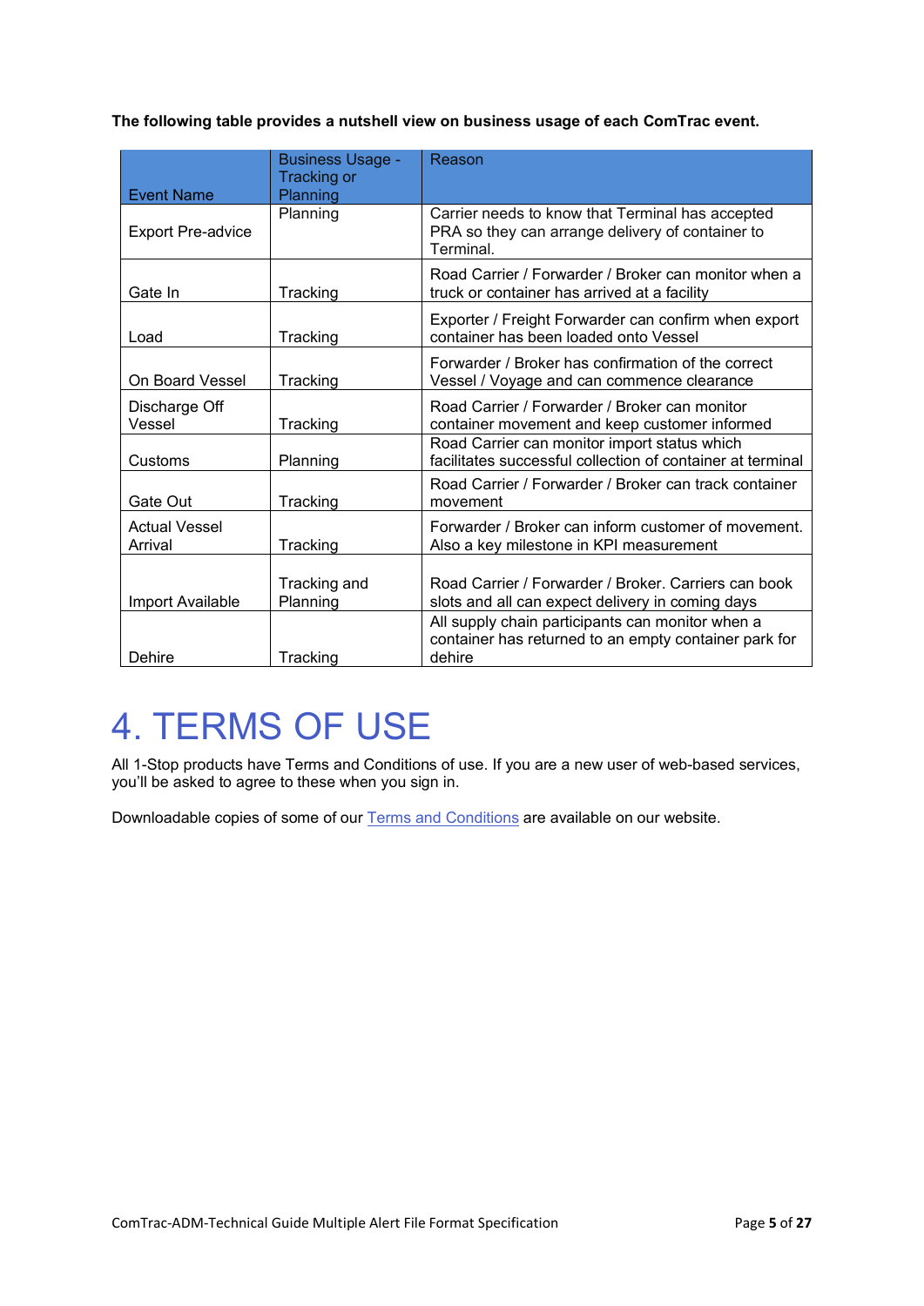**The following table provides a nutshell view on business usage of each ComTrac event.**

| Event Name | Business Usage - Tracking or Planning | Reason |
|---|---|---|
| Export Pre-advice | Planning | Carrier needs to know that Terminal has accepted PRA so they can arrange delivery of container to Terminal. |
| Gate In | Tracking | Road Carrier / Forwarder / Broker can monitor when a truck or container has arrived at a facility |
| Load | Tracking | Exporter / Freight Forwarder can confirm when export container has been loaded onto Vessel |
| On Board Vessel | Tracking | Forwarder / Broker has confirmation of the correct Vessel / Voyage and can commence clearance |
| Discharge Off Vessel | Tracking | Road Carrier / Forwarder / Broker can monitor container movement and keep customer informed |
| Customs | Planning | Road Carrier can monitor import status which facilitates successful collection of container at terminal |
| Gate Out | Tracking | Road Carrier / Forwarder / Broker can track container movement |
| Actual Vessel Arrival | Tracking | Forwarder / Broker can inform customer of movement. Also a key milestone in KPI measurement |
| Import Available | Tracking and Planning | Road Carrier / Forwarder / Broker. Carriers can book slots and all can expect delivery in coming days |
| Dehire | Tracking | All supply chain participants can monitor when a container has returned to an empty container park for dehire |

# 4. TERMS OF USE

All 1-Stop products have Terms and Conditions of use. If you are a new user of web-based services, you'll be asked to agree to these when you sign in.

Downloadable copies of some of our Terms and Conditions are available on our website.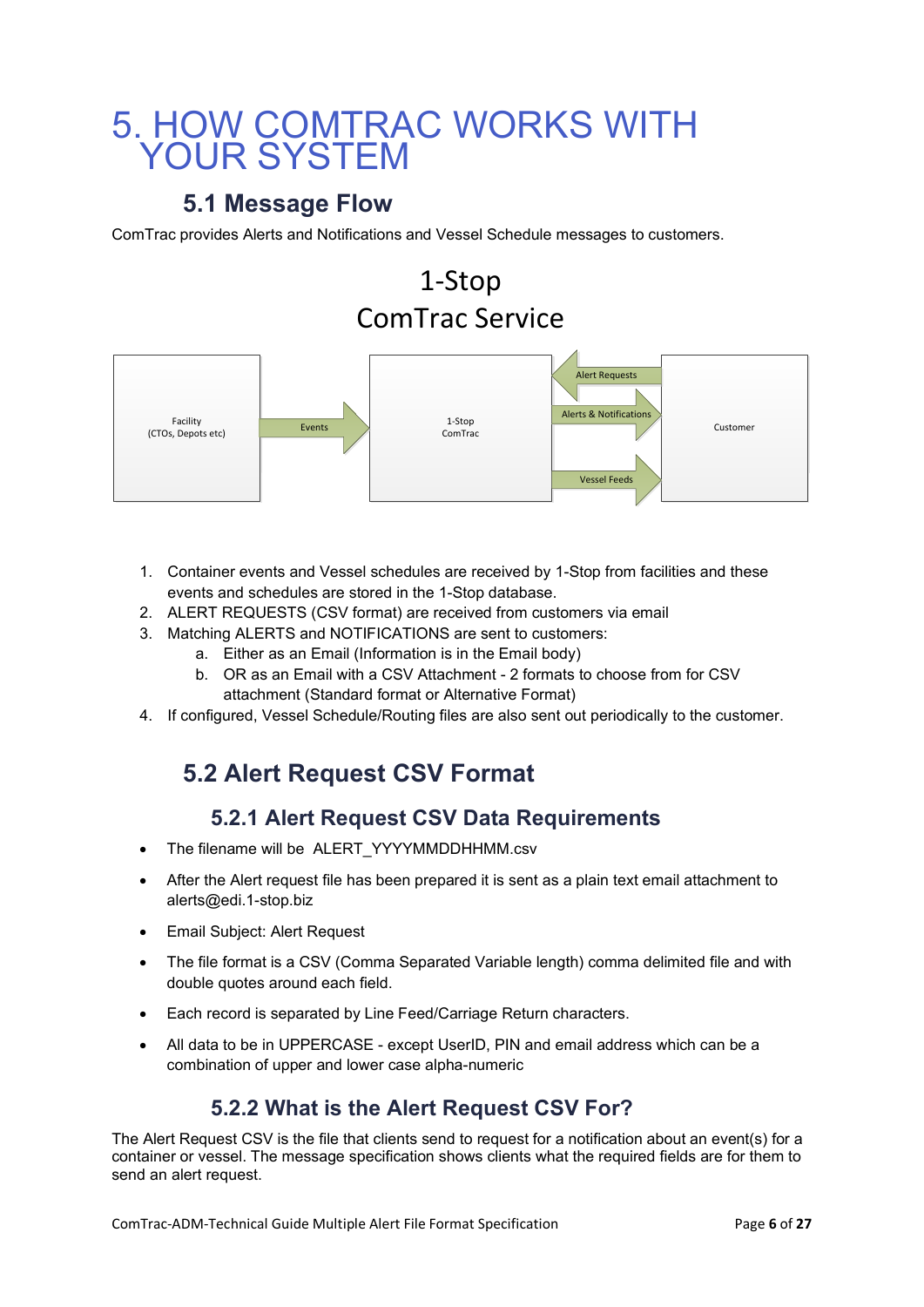# 5. HOW COMTRAC WORKS WITH YOUR SYSTEM

## 5.1 Message Flow

ComTrac provides Alerts and Notifications and Vessel Schedule messages to customers.

1-Stop
ComTrac Service

Facility (CTOs, Depots etc) → Events → 1-Stop ComTrac
Customer → Alert Requests → 1-Stop ComTrac
1-Stop ComTrac → Alerts & Notifications → Customer
1-Stop ComTrac → Vessel Feeds → Customer

1. Container events and Vessel schedules are received by 1-Stop from facilities and these events and schedules are stored in the 1-Stop database.
2. ALERT REQUESTS (CSV format) are received from customers via email
3. Matching ALERTS and NOTIFICATIONS are sent to customers:
   a. Either as an Email (Information is in the Email body)
   b. OR as an Email with a CSV Attachment - 2 formats to choose from for CSV attachment (Standard format or Alternative Format)
4. If configured, Vessel Schedule/Routing files are also sent out periodically to the customer.

## 5.2 Alert Request CSV Format

### 5.2.1 Alert Request CSV Data Requirements

- The filename will be ALERT_YYYYMMDDHHMM.csv
- After the Alert request file has been prepared it is sent as a plain text email attachment to alerts@edi.1-stop.biz
- Email Subject: Alert Request
- The file format is a CSV (Comma Separated Variable length) comma delimited file and with double quotes around each field.
- Each record is separated by Line Feed/Carriage Return characters.
- All data to be in UPPERCASE - except UserID, PIN and email address which can be a combination of upper and lower case alpha-numeric

### 5.2.2 What is the Alert Request CSV For?

The Alert Request CSV is the file that clients send to request for a notification about an event(s) for a container or vessel. The message specification shows clients what the required fields are for them to send an alert request.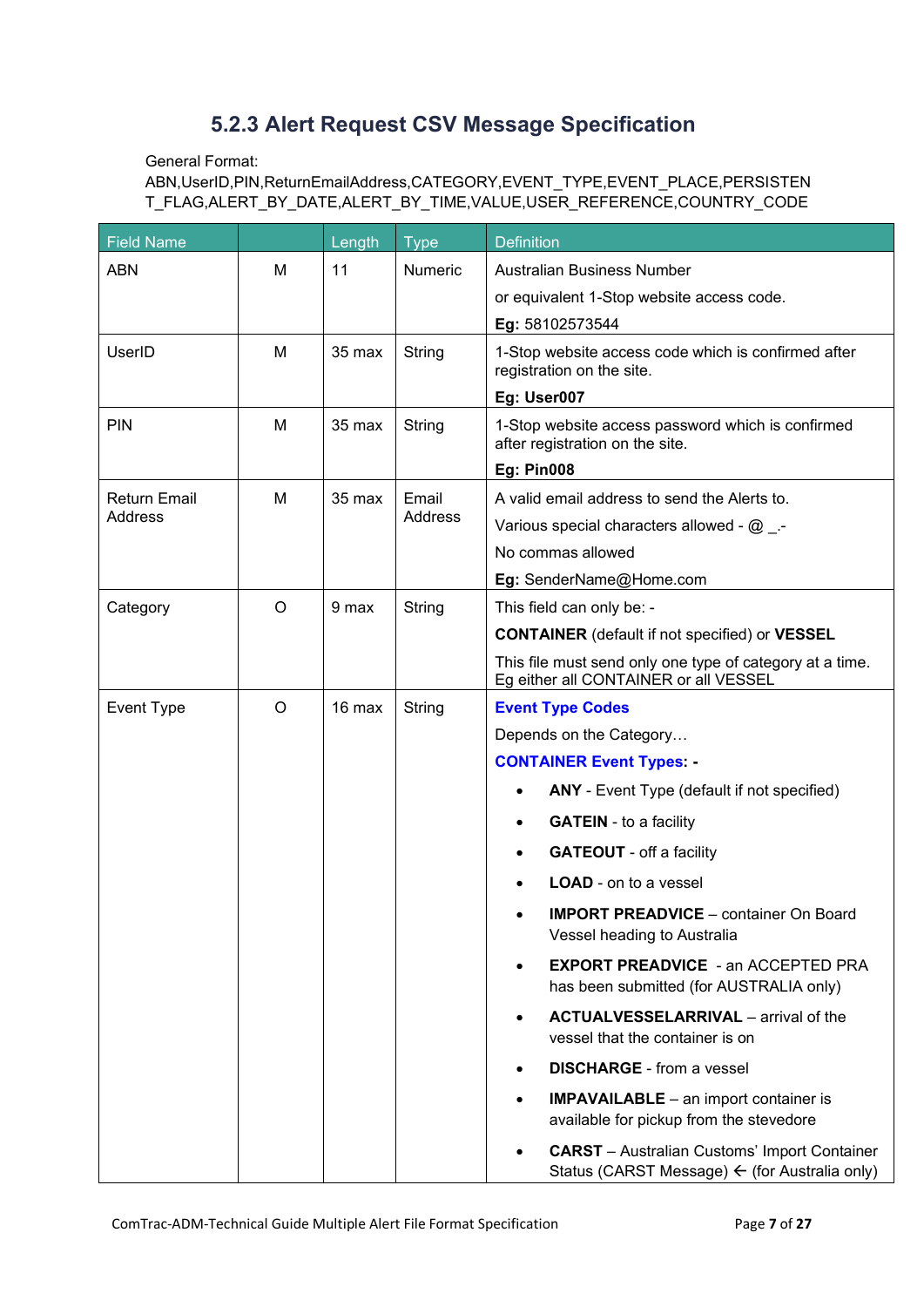### 5.2.3 Alert Request CSV Message Specification

General Format:
ABN,UserID,PIN,ReturnEmailAddress,CATEGORY,EVENT_TYPE,EVENT_PLACE,PERSISTENT_FLAG,ALERT_BY_DATE,ALERT_BY_TIME,VALUE,USER_REFERENCE,COUNTRY_CODE

| Field Name | | Length | Type | Definition |
|---|---|---|---|---|
| ABN | M | 11 | Numeric | Australian Business Number<br>or equivalent 1-Stop website access code.<br>**Eg:** 58102573544 |
| UserID | M | 35 max | String | 1-Stop website access code which is confirmed after registration on the site.<br>**Eg: User007** |
| PIN | M | 35 max | String | 1-Stop website access password which is confirmed after registration on the site.<br>**Eg: Pin008** |
| Return Email Address | M | 35 max | Email Address | A valid email address to send the Alerts to.<br>Various special characters allowed - @ _.-<br>No commas allowed<br>**Eg:** SenderName@Home.com |
| Category | O | 9 max | String | This field can only be: -<br>**CONTAINER** (default if not specified) or **VESSEL**<br>This file must send only one type of category at a time. Eg either all CONTAINER or all VESSEL |
| Event Type | O | 16 max | String | **Event Type Codes**<br>Depends on the Category…<br>**CONTAINER Event Types: -**<br>• **ANY** - Event Type (default if not specified)<br>• **GATEIN** - to a facility<br>• **GATEOUT** - off a facility<br>• **LOAD** - on to a vessel<br>• **IMPORT PREADVICE** – container On Board Vessel heading to Australia<br>• **EXPORT PREADVICE** - an ACCEPTED PRA has been submitted (for AUSTRALIA only)<br>• **ACTUALVESSELARRIVAL** – arrival of the vessel that the container is on<br>• **DISCHARGE** - from a vessel<br>• **IMPAVAILABLE** – an import container is available for pickup from the stevedore<br>• **CARST** – Australian Customs' Import Container Status (CARST Message) ← (for Australia only) |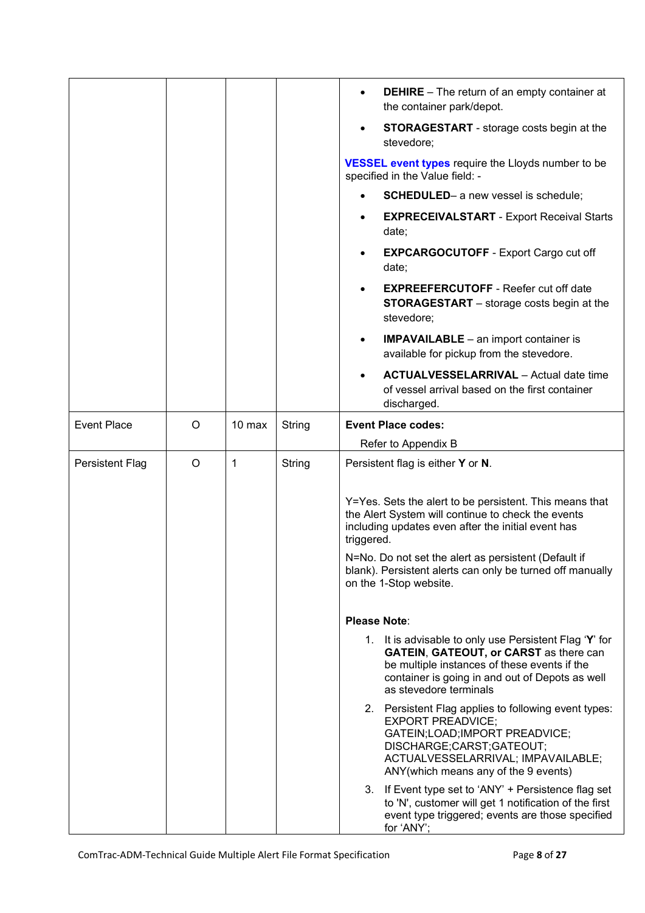| | | | | |
|---|---|---|---|---|
| | | | | • **DEHIRE** – The return of an empty container at the container park/depot.<br>• **STORAGESTART** - storage costs begin at the stevedore;<br><br>**VESSEL event types** require the Lloyds number to be specified in the Value field: -<br><br>• **SCHEDULED**– a new vessel is schedule;<br>• **EXPRECEIVALSTART** - Export Receival Starts date;<br>• **EXPCARGOCUTOFF** - Export Cargo cut off date;<br>• **EXPREEFERCUTOFF** - Reefer cut off date **STORAGESTART** – storage costs begin at the stevedore;<br>• **IMPAVAILABLE** – an import container is available for pickup from the stevedore.<br>• **ACTUALVESSELARRIVAL** – Actual date time of vessel arrival based on the first container discharged. |
| Event Place | O | 10 max | String | **Event Place codes:**<br>Refer to Appendix B |
| Persistent Flag | O | 1 | String | Persistent flag is either **Y** or **N**.<br><br>Y=Yes. Sets the alert to be persistent. This means that the Alert System will continue to check the events including updates even after the initial event has triggered.<br><br>N=No. Do not set the alert as persistent (Default if blank). Persistent alerts can only be turned off manually on the 1-Stop website.<br><br>**Please Note**:<br>1. It is advisable to only use Persistent Flag '**Y**' for **GATEIN**, **GATEOUT, or CARST** as there can be multiple instances of these events if the container is going in and out of Depots as well as stevedore terminals<br>2. Persistent Flag applies to following event types: EXPORT PREADVICE; GATEIN;LOAD;IMPORT PREADVICE; DISCHARGE;CARST;GATEOUT; ACTUALVESSELARRIVAL; IMPAVAILABLE; ANY(which means any of the 9 events)<br>3. If Event type set to 'ANY' + Persistence flag set to 'N', customer will get 1 notification of the first event type triggered; events are those specified for 'ANY'; |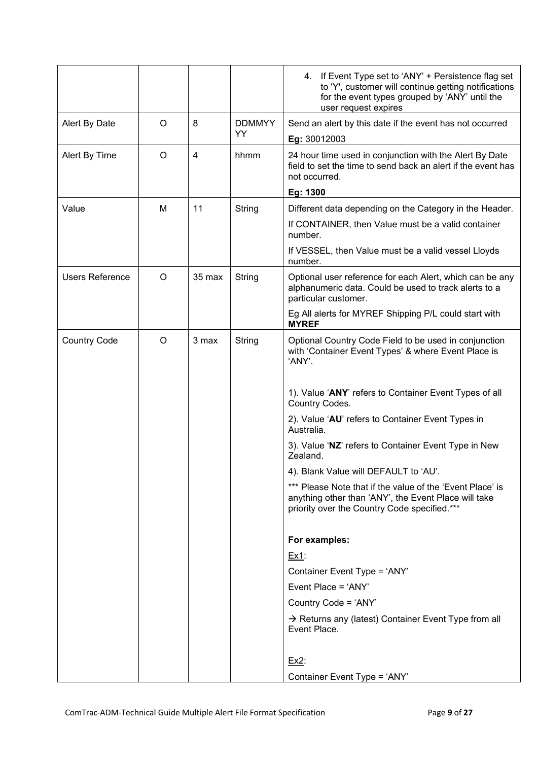| | | | | |
|---|---|---|---|---|
| | | | | 4. If Event Type set to 'ANY' + Persistence flag set to 'Y', customer will continue getting notifications for the event types grouped by 'ANY' until the user request expires |
| Alert By Date | O | 8 | DDMMYYYY | Send an alert by this date if the event has not occurred<br>**Eg:** 30012003 |
| Alert By Time | O | 4 | hhmm | 24 hour time used in conjunction with the Alert By Date field to set the time to send back an alert if the event has not occurred.<br>**Eg: 1300** |
| Value | M | 11 | String | Different data depending on the Category in the Header.<br>If CONTAINER, then Value must be a valid container number.<br>If VESSEL, then Value must be a valid vessel Lloyds number. |
| Users Reference | O | 35 max | String | Optional user reference for each Alert, which can be any alphanumeric data. Could be used to track alerts to a particular customer.<br>Eg All alerts for MYREF Shipping P/L could start with **MYREF** |
| Country Code | O | 3 max | String | Optional Country Code Field to be used in conjunction with 'Container Event Types' & where Event Place is 'ANY'.<br><br>1). Value '**ANY**' refers to Container Event Types of all Country Codes.<br>2). Value '**AU**' refers to Container Event Types in Australia.<br>3). Value '**NZ**' refers to Container Event Type in New Zealand.<br>4). Blank Value will DEFAULT to 'AU'.<br>*** Please Note that if the value of the 'Event Place' is anything other than 'ANY', the Event Place will take priority over the Country Code specified.***<br><br>**For examples:**<br>Ex1:<br>Container Event Type = 'ANY'<br>Event Place = 'ANY'<br>Country Code = 'ANY'<br>→ Returns any (latest) Container Event Type from all Event Place.<br><br>Ex2:<br>Container Event Type = 'ANY' |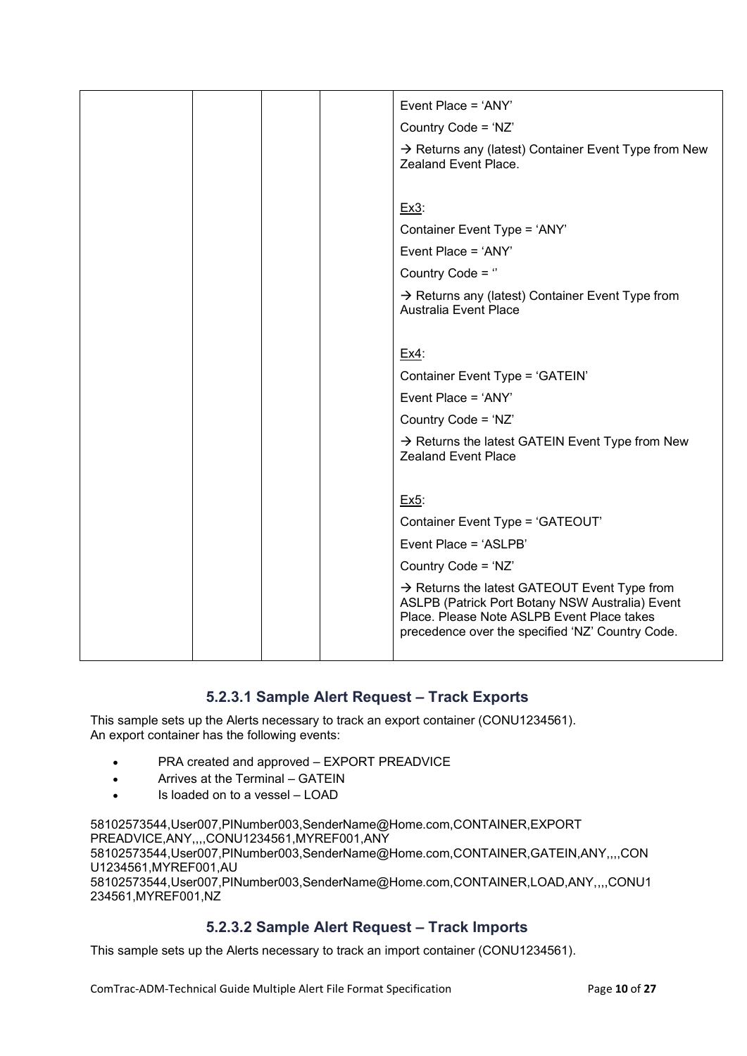| | | | | |
|---|---|---|---|---|
| | | | | Event Place = 'ANY'<br><br>Country Code = 'NZ'<br><br>→ Returns any (latest) Container Event Type from New Zealand Event Place.<br><br><br>Ex3:<br><br>Container Event Type = 'ANY'<br><br>Event Place = 'ANY'<br><br>Country Code = ''<br><br>→ Returns any (latest) Container Event Type from Australia Event Place<br><br><br>Ex4:<br><br>Container Event Type = 'GATEIN'<br><br>Event Place = 'ANY'<br><br>Country Code = 'NZ'<br><br>→ Returns the latest GATEIN Event Type from New Zealand Event Place<br><br><br>Ex5:<br><br>Container Event Type = 'GATEOUT'<br><br>Event Place = 'ASLPB'<br><br>Country Code = 'NZ'<br><br>→ Returns the latest GATEOUT Event Type from ASLPB (Patrick Port Botany NSW Australia) Event Place. Please Note ASLPB Event Place takes precedence over the specified 'NZ' Country Code. |

### 5.2.3.1 Sample Alert Request – Track Exports

This sample sets up the Alerts necessary to track an export container (CONU1234561).
An export container has the following events:

- PRA created and approved – EXPORT PREADVICE
- Arrives at the Terminal – GATEIN
- Is loaded on to a vessel – LOAD

```
58102573544,User007,PINumber003,SenderName@Home.com,CONTAINER,EXPORT PREADVICE,ANY,,,,CONU1234561,MYREF001,ANY
58102573544,User007,PINumber003,SenderName@Home.com,CONTAINER,GATEIN,ANY,,,,CONU1234561,MYREF001,AU
58102573544,User007,PINumber003,SenderName@Home.com,CONTAINER,LOAD,ANY,,,,CONU1234561,MYREF001,NZ
```

### 5.2.3.2 Sample Alert Request – Track Imports

This sample sets up the Alerts necessary to track an import container (CONU1234561).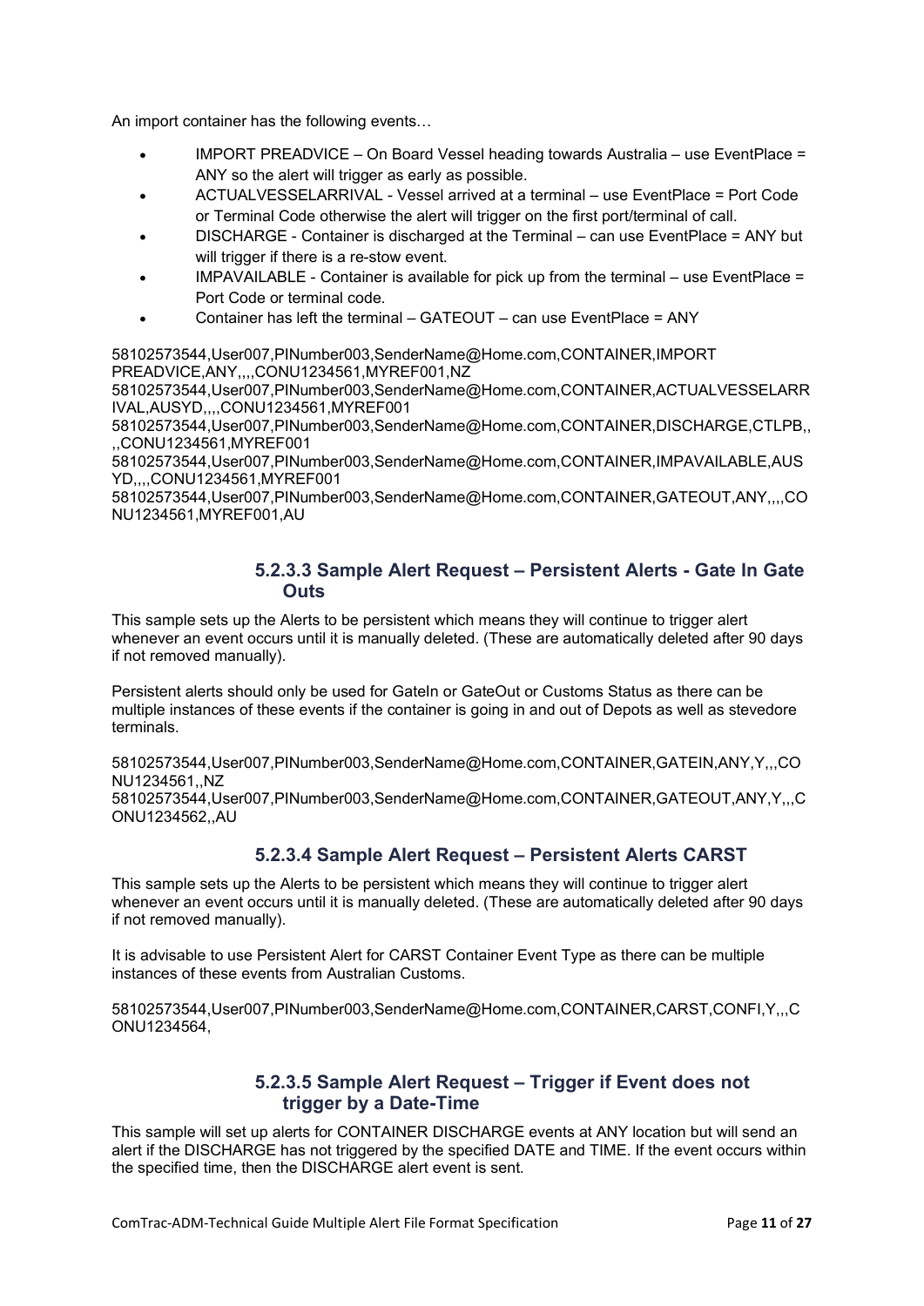An import container has the following events…

- IMPORT PREADVICE – On Board Vessel heading towards Australia – use EventPlace = ANY so the alert will trigger as early as possible.
- ACTUALVESSELARRIVAL - Vessel arrived at a terminal – use EventPlace = Port Code or Terminal Code otherwise the alert will trigger on the first port/terminal of call.
- DISCHARGE - Container is discharged at the Terminal – can use EventPlace = ANY but will trigger if there is a re-stow event.
- IMPAVAILABLE - Container is available for pick up from the terminal – use EventPlace = Port Code or terminal code.
- Container has left the terminal – GATEOUT – can use EventPlace = ANY

```
58102573544,User007,PINumber003,SenderName@Home.com,CONTAINER,IMPORT PREADVICE,ANY,,,,CONU1234561,MYREF001,NZ
58102573544,User007,PINumber003,SenderName@Home.com,CONTAINER,ACTUALVESSELARRIVAL,AUSYD,,,,CONU1234561,MYREF001
58102573544,User007,PINumber003,SenderName@Home.com,CONTAINER,DISCHARGE,CTLPB,,,,CONU1234561,MYREF001
58102573544,User007,PINumber003,SenderName@Home.com,CONTAINER,IMPAVAILABLE,AUSYD,,,,CONU1234561,MYREF001
58102573544,User007,PINumber003,SenderName@Home.com,CONTAINER,GATEOUT,ANY,,,,CONU1234561,MYREF001,AU
```

### 5.2.3.3 Sample Alert Request – Persistent Alerts - Gate In Gate Outs

This sample sets up the Alerts to be persistent which means they will continue to trigger alert whenever an event occurs until it is manually deleted. (These are automatically deleted after 90 days if not removed manually).

Persistent alerts should only be used for GateIn or GateOut or Customs Status as there can be multiple instances of these events if the container is going in and out of Depots as well as stevedore terminals.

```
58102573544,User007,PINumber003,SenderName@Home.com,CONTAINER,GATEIN,ANY,Y,,,CONU1234561,,NZ
58102573544,User007,PINumber003,SenderName@Home.com,CONTAINER,GATEOUT,ANY,Y,,,CONU1234562,,AU
```

### 5.2.3.4 Sample Alert Request – Persistent Alerts CARST

This sample sets up the Alerts to be persistent which means they will continue to trigger alert whenever an event occurs until it is manually deleted. (These are automatically deleted after 90 days if not removed manually).

It is advisable to use Persistent Alert for CARST Container Event Type as there can be multiple instances of these events from Australian Customs.

```
58102573544,User007,PINumber003,SenderName@Home.com,CONTAINER,CARST,CONFI,Y,,,CONU1234564,
```

### 5.2.3.5 Sample Alert Request – Trigger if Event does not trigger by a Date-Time

This sample will set up alerts for CONTAINER DISCHARGE events at ANY location but will send an alert if the DISCHARGE has not triggered by the specified DATE and TIME. If the event occurs within the specified time, then the DISCHARGE alert event is sent.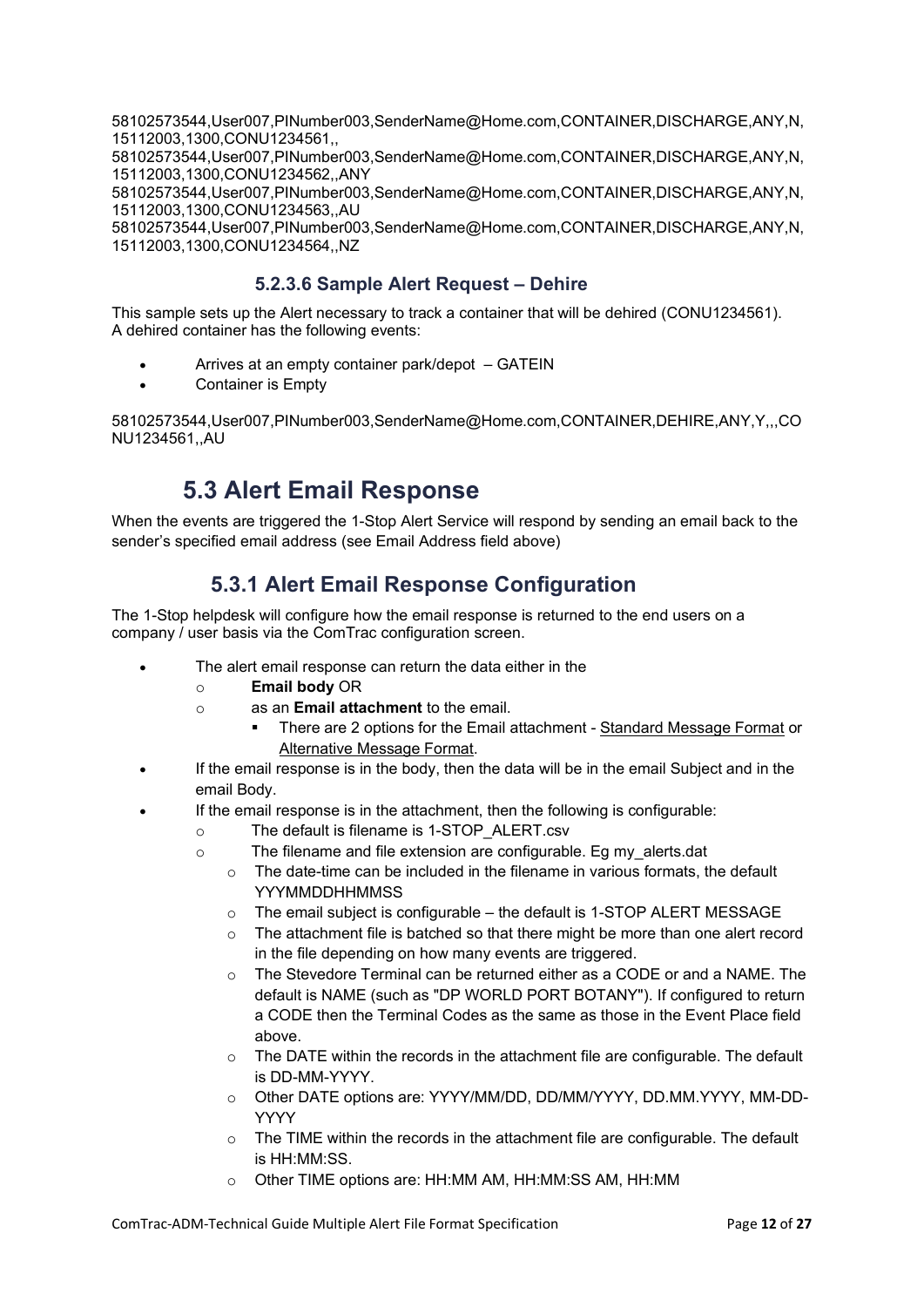58102573544,User007,PINumber003,SenderName@Home.com,CONTAINER,DISCHARGE,ANY,N,15112003,1300,CONU1234561,,
58102573544,User007,PINumber003,SenderName@Home.com,CONTAINER,DISCHARGE,ANY,N,15112003,1300,CONU1234562,,ANY
58102573544,User007,PINumber003,SenderName@Home.com,CONTAINER,DISCHARGE,ANY,N,15112003,1300,CONU1234563,,AU
58102573544,User007,PINumber003,SenderName@Home.com,CONTAINER,DISCHARGE,ANY,N,15112003,1300,CONU1234564,,NZ

#### 5.2.3.6 Sample Alert Request – Dehire

This sample sets up the Alert necessary to track a container that will be dehired (CONU1234561).
A dehired container has the following events:

- Arrives at an empty container park/depot – GATEIN
- Container is Empty

58102573544,User007,PINumber003,SenderName@Home.com,CONTAINER,DEHIRE,ANY,Y,,,CONU1234561,,AU

## 5.3 Alert Email Response

When the events are triggered the 1-Stop Alert Service will respond by sending an email back to the sender's specified email address (see Email Address field above)

### 5.3.1 Alert Email Response Configuration

The 1-Stop helpdesk will configure how the email response is returned to the end users on a company / user basis via the ComTrac configuration screen.

- The alert email response can return the data either in the
  - **Email body** OR
  - as an **Email attachment** to the email.
    - There are 2 options for the Email attachment - Standard Message Format or Alternative Message Format.
- If the email response is in the body, then the data will be in the email Subject and in the email Body.
- If the email response is in the attachment, then the following is configurable:
  - The default is filename is 1-STOP_ALERT.csv
  - The filename and file extension are configurable. Eg my_alerts.dat
  - The date-time can be included in the filename in various formats, the default YYYMMDDHHMMSS
  - The email subject is configurable – the default is 1-STOP ALERT MESSAGE
  - The attachment file is batched so that there might be more than one alert record in the file depending on how many events are triggered.
  - The Stevedore Terminal can be returned either as a CODE or and a NAME. The default is NAME (such as "DP WORLD PORT BOTANY"). If configured to return a CODE then the Terminal Codes as the same as those in the Event Place field above.
  - The DATE within the records in the attachment file are configurable. The default is DD-MM-YYYY.
  - Other DATE options are: YYYY/MM/DD, DD/MM/YYYY, DD.MM.YYYY, MM-DD-YYYY
  - The TIME within the records in the attachment file are configurable. The default is HH:MM:SS.
  - Other TIME options are: HH:MM AM, HH:MM:SS AM, HH:MM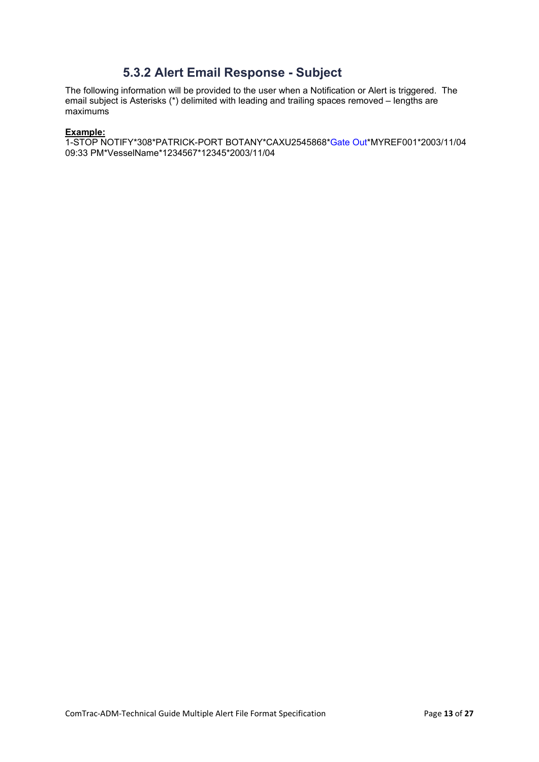### 5.3.2 Alert Email Response - Subject

The following information will be provided to the user when a Notification or Alert is triggered. The email subject is Asterisks (*) delimited with leading and trailing spaces removed – lengths are maximums

**Example:**

1-STOP NOTIFY*308*PATRICK-PORT BOTANY*CAXU2545868*Gate Out*MYREF001*2003/11/04 09:33 PM*VesselName*1234567*12345*2003/11/04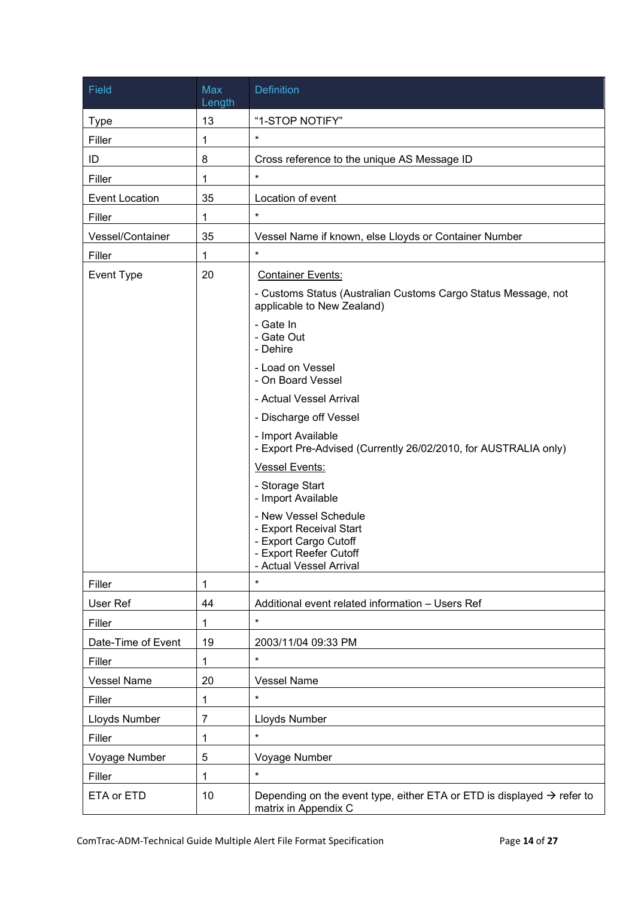| Field | Max Length | Definition |
|---|---|---|
| Type | 13 | “1-STOP NOTIFY” |
| Filler | 1 | * |
| ID | 8 | Cross reference to the unique AS Message ID |
| Filler | 1 | * |
| Event Location | 35 | Location of event |
| Filler | 1 | * |
| Vessel/Container | 35 | Vessel Name if known, else Lloyds or Container Number |
| Filler | 1 | * |
| Event Type | 20 | <u>Container Events:</u><br>- Customs Status (Australian Customs Cargo Status Message, not applicable to New Zealand)<br>- Gate In<br>- Gate Out<br>- Dehire<br>- Load on Vessel<br>- On Board Vessel<br>- Actual Vessel Arrival<br>- Discharge off Vessel<br>- Import Available<br>- Export Pre-Advised (Currently 26/02/2010, for AUSTRALIA only)<br><u>Vessel Events:</u><br>- Storage Start<br>- Import Available<br>- New Vessel Schedule<br>- Export Receival Start<br>- Export Cargo Cutoff<br>- Export Reefer Cutoff<br>- Actual Vessel Arrival |
| Filler | 1 | * |
| User Ref | 44 | Additional event related information – Users Ref |
| Filler | 1 | * |
| Date-Time of Event | 19 | 2003/11/04 09:33 PM |
| Filler | 1 | * |
| Vessel Name | 20 | Vessel Name |
| Filler | 1 | * |
| Lloyds Number | 7 | Lloyds Number |
| Filler | 1 | * |
| Voyage Number | 5 | Voyage Number |
| Filler | 1 | * |
| ETA or ETD | 10 | Depending on the event type, either ETA or ETD is displayed → refer to matrix in Appendix C |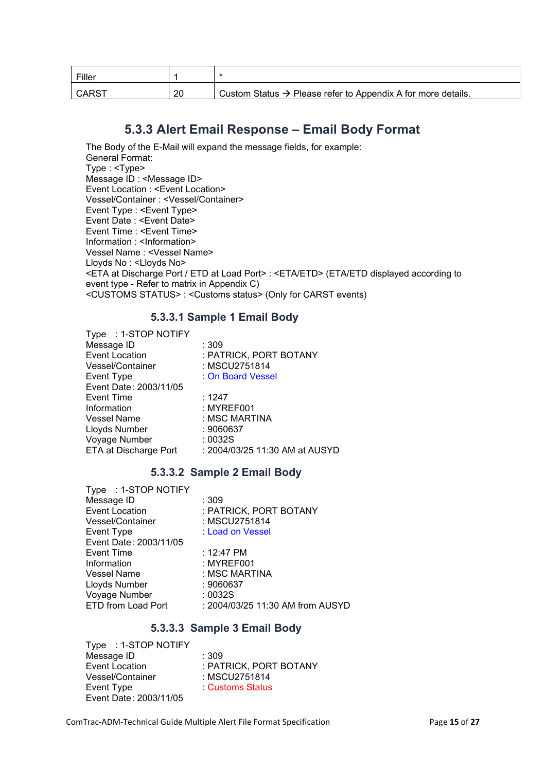| Filler | 1 | * |
|---|---|---|
| CARST | 20 | Custom Status → Please refer to Appendix A for more details. |

## 5.3.3 Alert Email Response – Email Body Format

The Body of the E-Mail will expand the message fields, for example:
General Format:
Type : <Type>
Message ID : <Message ID>
Event Location : <Event Location>
Vessel/Container : <Vessel/Container>
Event Type : <Event Type>
Event Date : <Event Date>
Event Time : <Event Time>
Information : <Information>
Vessel Name : <Vessel Name>
Lloyds No : <Lloyds No>
<ETA at Discharge Port / ETD at Load Port> : <ETA/ETD> (ETA/ETD displayed according to event type - Refer to matrix in Appendix C)
<CUSTOMS STATUS> : <Customs status> (Only for CARST events)

### 5.3.3.1 Sample 1 Email Body

```
Type    : 1-STOP NOTIFY
Message ID          : 309
Event Location      : PATRICK, PORT BOTANY
Vessel/Container    : MSCU2751814
Event Type          : On Board Vessel
Event Date: 2003/11/05
Event Time          : 1247
Information         : MYREF001
Vessel Name         : MSC MARTINA
Lloyds Number       : 9060637
Voyage Number       : 0032S
ETA at Discharge Port : 2004/03/25 11:30 AM at AUSYD
```

### 5.3.3.2 Sample 2 Email Body

```
Type    : 1-STOP NOTIFY
Message ID          : 309
Event Location      : PATRICK, PORT BOTANY
Vessel/Container    : MSCU2751814
Event Type          : Load on Vessel
Event Date: 2003/11/05
Event Time          : 12:47 PM
Information         : MYREF001
Vessel Name         : MSC MARTINA
Lloyds Number       : 9060637
Voyage Number       : 0032S
ETD from Load Port  : 2004/03/25 11:30 AM from AUSYD
```

### 5.3.3.3 Sample 3 Email Body

```
Type    : 1-STOP NOTIFY
Message ID          : 309
Event Location      : PATRICK, PORT BOTANY
Vessel/Container    : MSCU2751814
Event Type          : Customs Status
Event Date: 2003/11/05
```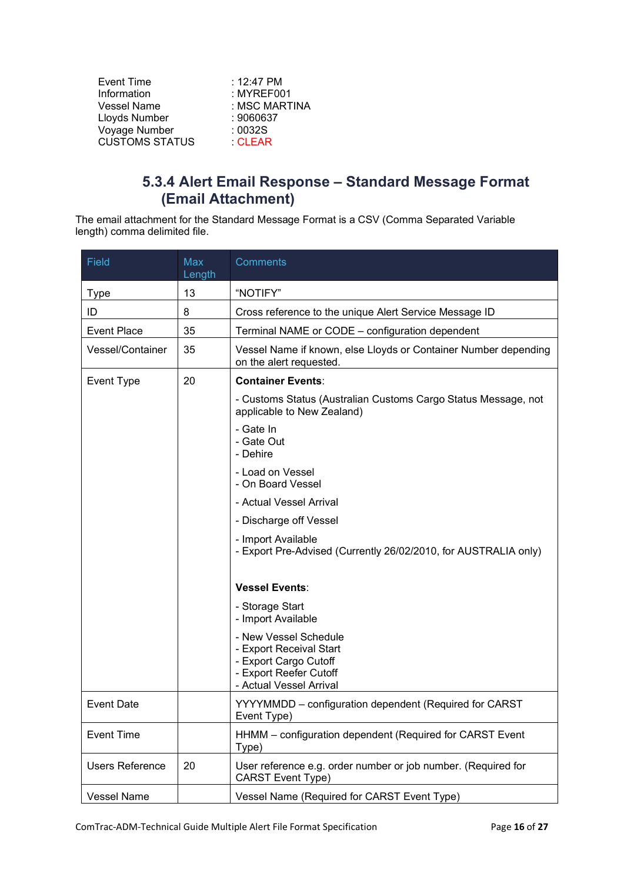Event Time : 12:47 PM
Information : MYREF001
Vessel Name : MSC MARTINA
Lloyds Number : 9060637
Voyage Number : 0032S
CUSTOMS STATUS : CLEAR

### 5.3.4 Alert Email Response – Standard Message Format (Email Attachment)

The email attachment for the Standard Message Format is a CSV (Comma Separated Variable length) comma delimited file.

| Field | Max Length | Comments |
|---|---|---|
| Type | 13 | "NOTIFY" |
| ID | 8 | Cross reference to the unique Alert Service Message ID |
| Event Place | 35 | Terminal NAME or CODE – configuration dependent |
| Vessel/Container | 35 | Vessel Name if known, else Lloyds or Container Number depending on the alert requested. |
| Event Type | 20 | **Container Events**:<br>- Customs Status (Australian Customs Cargo Status Message, not applicable to New Zealand)<br>- Gate In<br>- Gate Out<br>- Dehire<br>- Load on Vessel<br>- On Board Vessel<br>- Actual Vessel Arrival<br>- Discharge off Vessel<br>- Import Available<br>- Export Pre-Advised (Currently 26/02/2010, for AUSTRALIA only)<br><br>**Vessel Events**:<br>- Storage Start<br>- Import Available<br>- New Vessel Schedule<br>- Export Receival Start<br>- Export Cargo Cutoff<br>- Export Reefer Cutoff<br>- Actual Vessel Arrival |
| Event Date | | YYYYMMDD – configuration dependent (Required for CARST Event Type) |
| Event Time | | HHMM – configuration dependent (Required for CARST Event Type) |
| Users Reference | 20 | User reference e.g. order number or job number. (Required for CARST Event Type) |
| Vessel Name | | Vessel Name (Required for CARST Event Type) |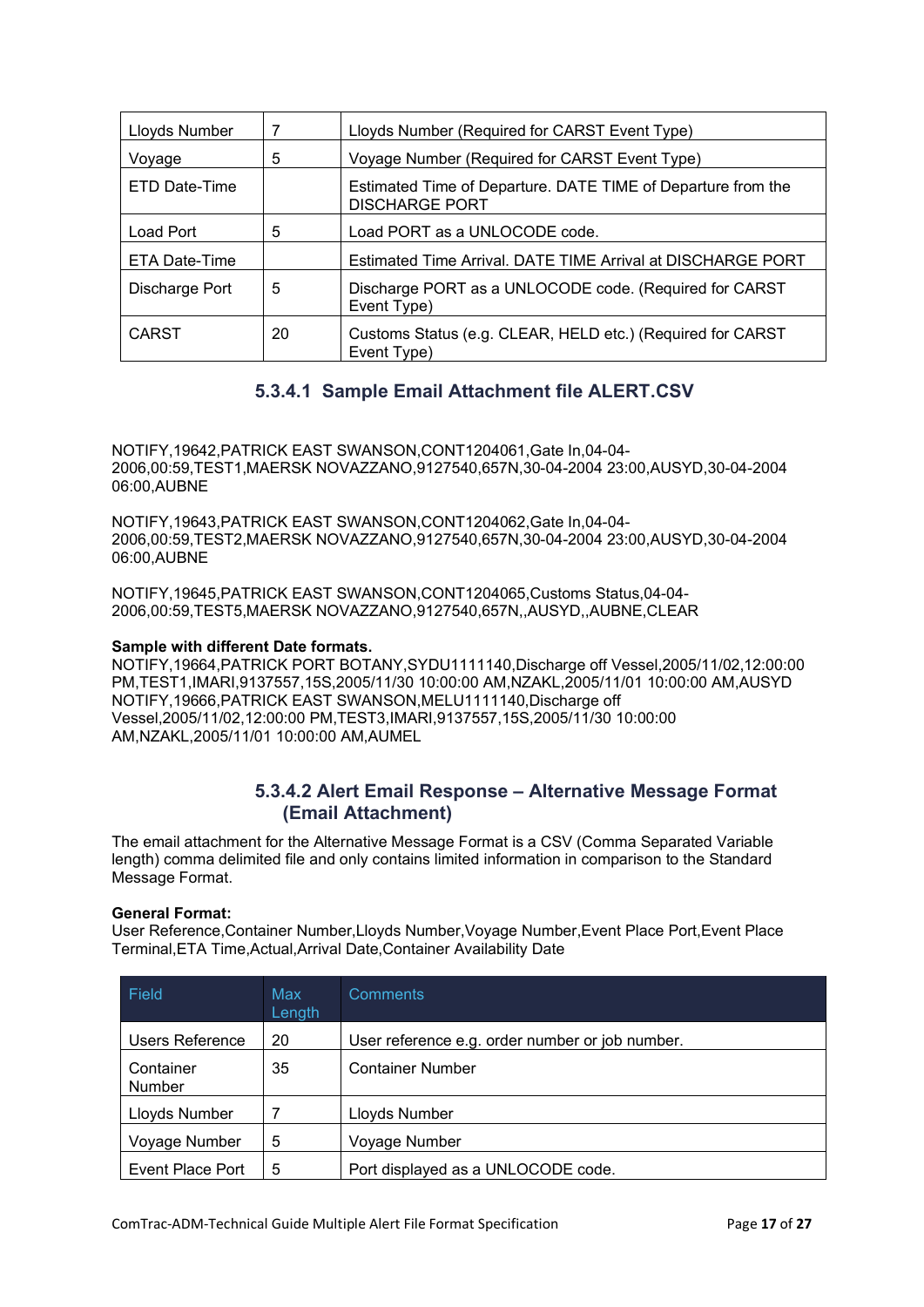| Lloyds Number | 7 | Lloyds Number (Required for CARST Event Type) |
|---|---|---|
| Voyage | 5 | Voyage Number (Required for CARST Event Type) |
| ETD Date-Time | | Estimated Time of Departure. DATE TIME of Departure from the DISCHARGE PORT |
| Load Port | 5 | Load PORT as a UNLOCODE code. |
| ETA Date-Time | | Estimated Time Arrival. DATE TIME Arrival at DISCHARGE PORT |
| Discharge Port | 5 | Discharge PORT as a UNLOCODE code. (Required for CARST Event Type) |
| CARST | 20 | Customs Status (e.g. CLEAR, HELD etc.) (Required for CARST Event Type) |

#### 5.3.4.1 Sample Email Attachment file ALERT.CSV

NOTIFY,19642,PATRICK EAST SWANSON,CONT1204061,Gate In,04-04-2006,00:59,TEST1,MAERSK NOVAZZANO,9127540,657N,30-04-2004 23:00,AUSYD,30-04-2004 06:00,AUBNE

NOTIFY,19643,PATRICK EAST SWANSON,CONT1204062,Gate In,04-04-2006,00:59,TEST2,MAERSK NOVAZZANO,9127540,657N,30-04-2004 23:00,AUSYD,30-04-2004 06:00,AUBNE

NOTIFY,19645,PATRICK EAST SWANSON,CONT1204065,Customs Status,04-04-2006,00:59,TEST5,MAERSK NOVAZZANO,9127540,657N,,AUSYD,,AUBNE,CLEAR

**Sample with different Date formats.**
NOTIFY,19664,PATRICK PORT BOTANY,SYDU1111140,Discharge off Vessel,2005/11/02,12:00:00 PM,TEST1,IMARI,9137557,15S,2005/11/30 10:00:00 AM,NZAKL,2005/11/01 10:00:00 AM,AUSYD
NOTIFY,19666,PATRICK EAST SWANSON,MELU1111140,Discharge off Vessel,2005/11/02,12:00:00 PM,TEST3,IMARI,9137557,15S,2005/11/30 10:00:00 AM,NZAKL,2005/11/01 10:00:00 AM,AUMEL

#### 5.3.4.2 Alert Email Response – Alternative Message Format (Email Attachment)

The email attachment for the Alternative Message Format is a CSV (Comma Separated Variable length) comma delimited file and only contains limited information in comparison to the Standard Message Format.

**General Format:**
User Reference,Container Number,Lloyds Number,Voyage Number,Event Place Port,Event Place Terminal,ETA Time,Actual,Arrival Date,Container Availability Date

| Field | Max Length | Comments |
|---|---|---|
| Users Reference | 20 | User reference e.g. order number or job number. |
| Container Number | 35 | Container Number |
| Lloyds Number | 7 | Lloyds Number |
| Voyage Number | 5 | Voyage Number |
| Event Place Port | 5 | Port displayed as a UNLOCODE code. |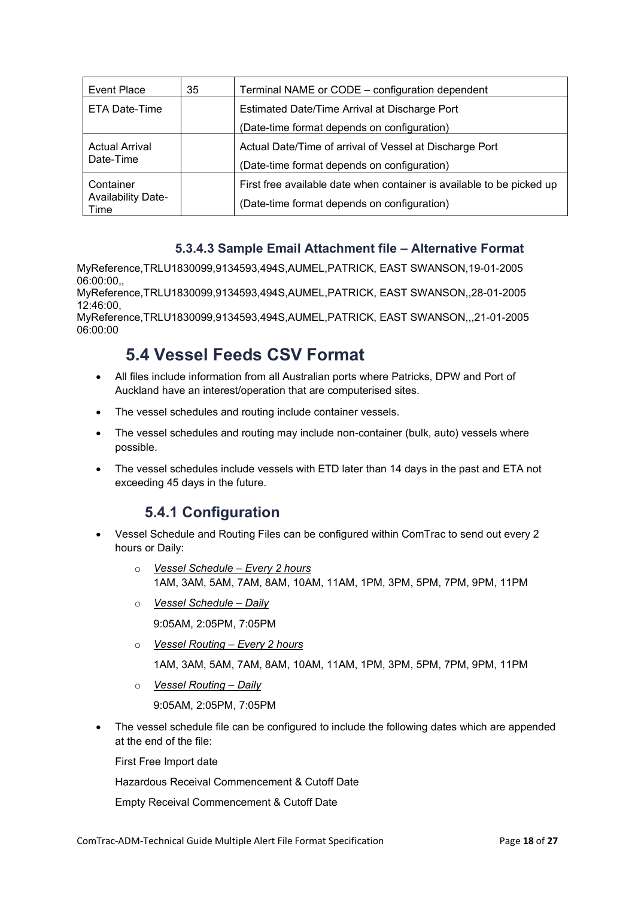| Event Place | 35 | Terminal NAME or CODE – configuration dependent |
|---|---|---|
| ETA Date-Time | | Estimated Date/Time Arrival at Discharge Port<br>(Date-time format depends on configuration) |
| Actual Arrival Date-Time | | Actual Date/Time of arrival of Vessel at Discharge Port<br>(Date-time format depends on configuration) |
| Container Availability Date-Time | | First free available date when container is available to be picked up<br>(Date-time format depends on configuration) |

#### 5.3.4.3 Sample Email Attachment file – Alternative Format

MyReference,TRLU1830099,9134593,494S,AUMEL,PATRICK, EAST SWANSON,19-01-2005 06:00:00,,
MyReference,TRLU1830099,9134593,494S,AUMEL,PATRICK, EAST SWANSON,,28-01-2005 12:46:00,
MyReference,TRLU1830099,9134593,494S,AUMEL,PATRICK, EAST SWANSON,,,21-01-2005 06:00:00

## 5.4 Vessel Feeds CSV Format

- All files include information from all Australian ports where Patricks, DPW and Port of Auckland have an interest/operation that are computerised sites.
- The vessel schedules and routing include container vessels.
- The vessel schedules and routing may include non-container (bulk, auto) vessels where possible.
- The vessel schedules include vessels with ETD later than 14 days in the past and ETA not exceeding 45 days in the future.

### 5.4.1 Configuration

- Vessel Schedule and Routing Files can be configured within ComTrac to send out every 2 hours or Daily:
  - *Vessel Schedule – Every 2 hours*
    1AM, 3AM, 5AM, 7AM, 8AM, 10AM, 11AM, 1PM, 3PM, 5PM, 7PM, 9PM, 11PM
  - *Vessel Schedule – Daily*
    9:05AM, 2:05PM, 7:05PM
  - *Vessel Routing – Every 2 hours*
    1AM, 3AM, 5AM, 7AM, 8AM, 10AM, 11AM, 1PM, 3PM, 5PM, 7PM, 9PM, 11PM
  - *Vessel Routing – Daily*
    9:05AM, 2:05PM, 7:05PM
- The vessel schedule file can be configured to include the following dates which are appended at the end of the file:

  First Free Import date

  Hazardous Receival Commencement & Cutoff Date

  Empty Receival Commencement & Cutoff Date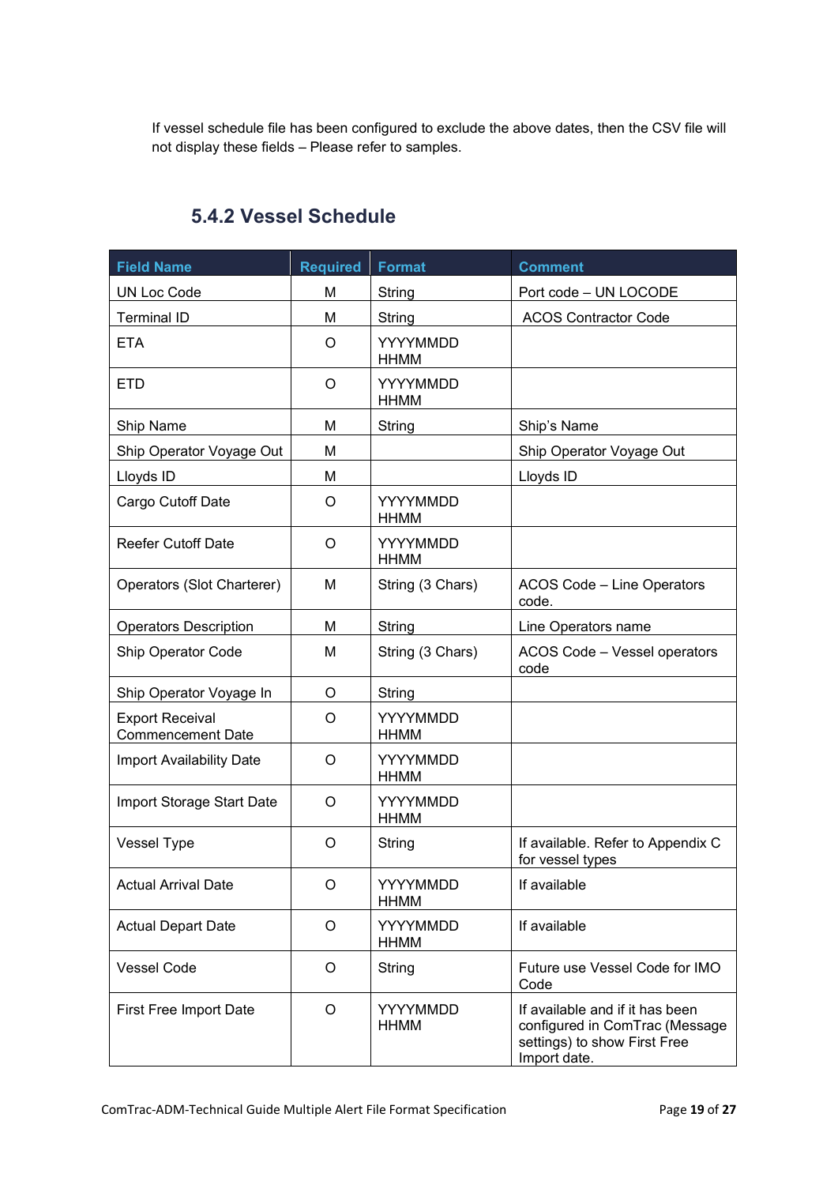If vessel schedule file has been configured to exclude the above dates, then the CSV file will not display these fields – Please refer to samples.

### 5.4.2 Vessel Schedule

| Field Name | Required | Format | Comment |
|---|---|---|---|
| UN Loc Code | M | String | Port code – UN LOCODE |
| Terminal ID | M | String | ACOS Contractor Code |
| ETA | O | YYYYMMDD HHMM | |
| ETD | O | YYYYMMDD HHMM | |
| Ship Name | M | String | Ship's Name |
| Ship Operator Voyage Out | M | | Ship Operator Voyage Out |
| Lloyds ID | M | | Lloyds ID |
| Cargo Cutoff Date | O | YYYYMMDD HHMM | |
| Reefer Cutoff Date | O | YYYYMMDD HHMM | |
| Operators (Slot Charterer) | M | String (3 Chars) | ACOS Code – Line Operators code. |
| Operators Description | M | String | Line Operators name |
| Ship Operator Code | M | String (3 Chars) | ACOS Code – Vessel operators code |
| Ship Operator Voyage In | O | String | |
| Export Receival Commencement Date | O | YYYYMMDD HHMM | |
| Import Availability Date | O | YYYYMMDD HHMM | |
| Import Storage Start Date | O | YYYYMMDD HHMM | |
| Vessel Type | O | String | If available. Refer to Appendix C for vessel types |
| Actual Arrival Date | O | YYYYMMDD HHMM | If available |
| Actual Depart Date | O | YYYYMMDD HHMM | If available |
| Vessel Code | O | String | Future use Vessel Code for IMO Code |
| First Free Import Date | O | YYYYMMDD HHMM | If available and if it has been configured in ComTrac (Message settings) to show First Free Import date. |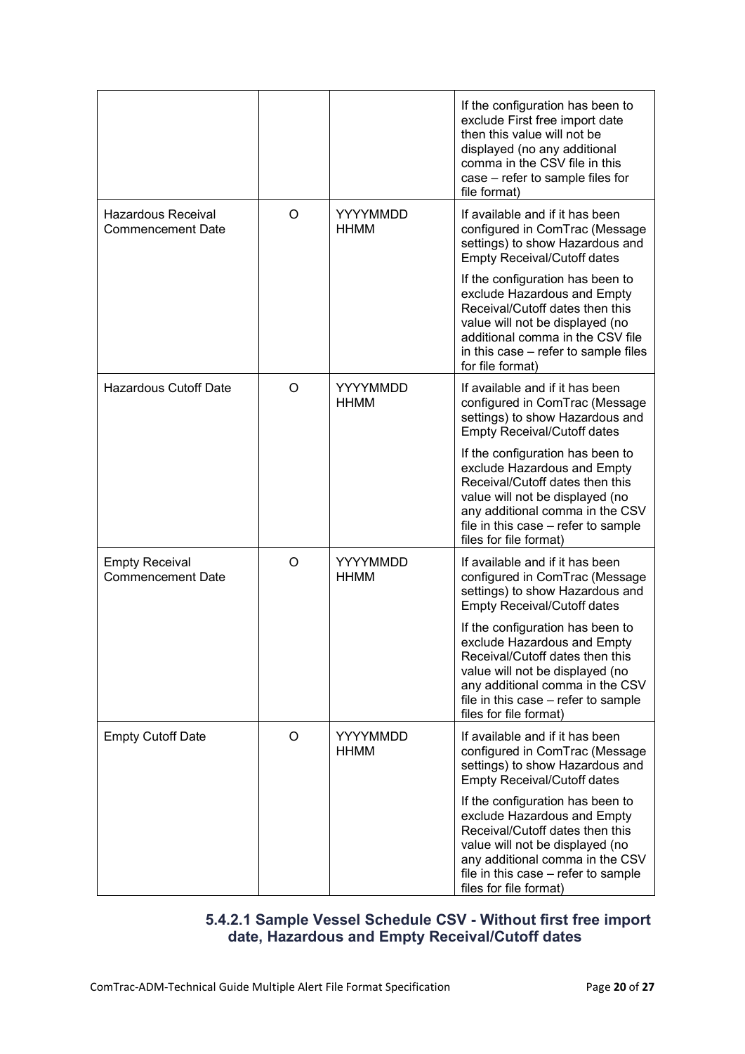| | | | |
|---|---|---|---|
| | | | If the configuration has been to exclude First free import date then this value will not be displayed (no any additional comma in the CSV file in this case – refer to sample files for file format) |
| Hazardous Receival Commencement Date | O | YYYYMMDD HHMM | If available and if it has been configured in ComTrac (Message settings) to show Hazardous and Empty Receival/Cutoff dates<br><br>If the configuration has been to exclude Hazardous and Empty Receival/Cutoff dates then this value will not be displayed (no additional comma in the CSV file in this case – refer to sample files for file format) |
| Hazardous Cutoff Date | O | YYYYMMDD HHMM | If available and if it has been configured in ComTrac (Message settings) to show Hazardous and Empty Receival/Cutoff dates<br><br>If the configuration has been to exclude Hazardous and Empty Receival/Cutoff dates then this value will not be displayed (no any additional comma in the CSV file in this case – refer to sample files for file format) |
| Empty Receival Commencement Date | O | YYYYMMDD HHMM | If available and if it has been configured in ComTrac (Message settings) to show Hazardous and Empty Receival/Cutoff dates<br><br>If the configuration has been to exclude Hazardous and Empty Receival/Cutoff dates then this value will not be displayed (no any additional comma in the CSV file in this case – refer to sample files for file format) |
| Empty Cutoff Date | O | YYYYMMDD HHMM | If available and if it has been configured in ComTrac (Message settings) to show Hazardous and Empty Receival/Cutoff dates<br><br>If the configuration has been to exclude Hazardous and Empty Receival/Cutoff dates then this value will not be displayed (no any additional comma in the CSV file in this case – refer to sample files for file format) |

#### 5.4.2.1 Sample Vessel Schedule CSV - Without first free import date, Hazardous and Empty Receival/Cutoff dates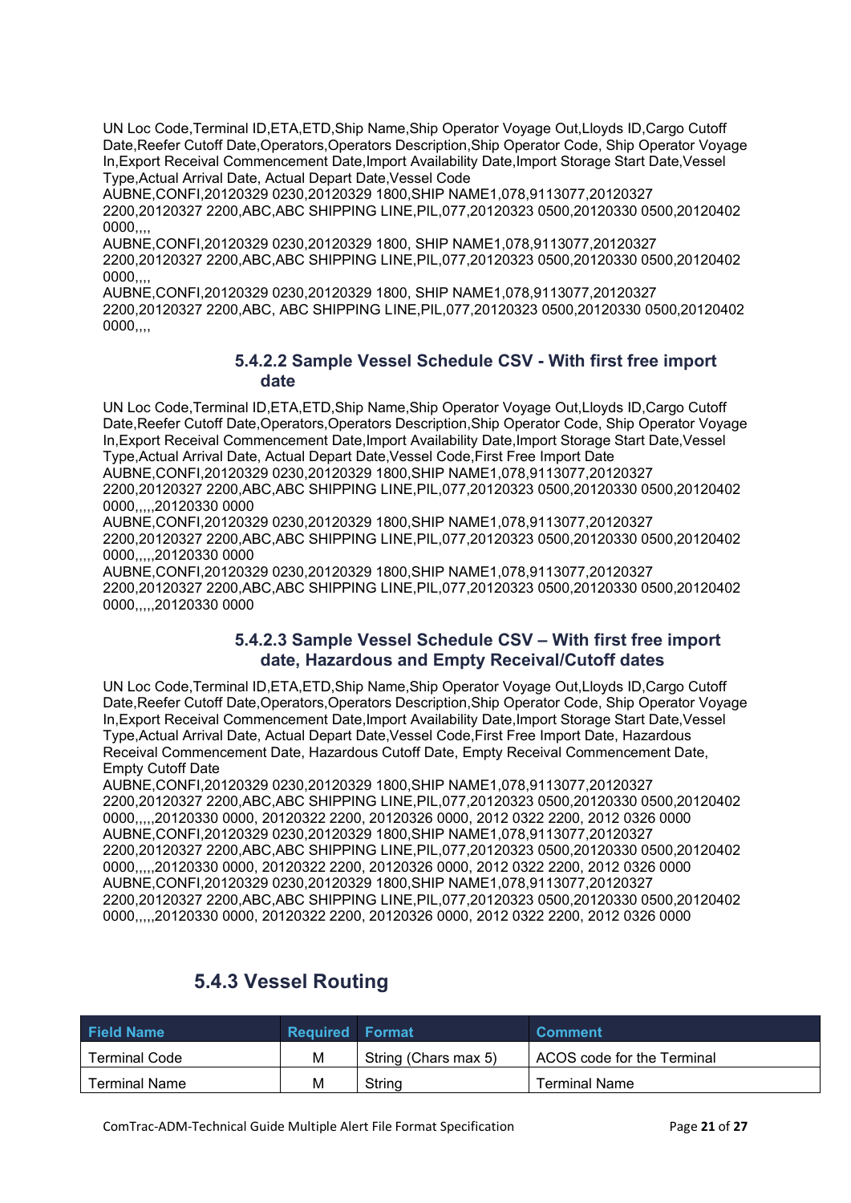UN Loc Code,Terminal ID,ETA,ETD,Ship Name,Ship Operator Voyage Out,Lloyds ID,Cargo Cutoff Date,Reefer Cutoff Date,Operators,Operators Description,Ship Operator Code, Ship Operator Voyage In,Export Receival Commencement Date,Import Availability Date,Import Storage Start Date,Vessel Type,Actual Arrival Date, Actual Depart Date,Vessel Code
AUBNE,CONFI,20120329 0230,20120329 1800,SHIP NAME1,078,9113077,20120327 2200,20120327 2200,ABC,ABC SHIPPING LINE,PIL,077,20120323 0500,20120330 0500,20120402 0000,,,,
AUBNE,CONFI,20120329 0230,20120329 1800, SHIP NAME1,078,9113077,20120327 2200,20120327 2200,ABC,ABC SHIPPING LINE,PIL,077,20120323 0500,20120330 0500,20120402 0000,,,,
AUBNE,CONFI,20120329 0230,20120329 1800, SHIP NAME1,078,9113077,20120327 2200,20120327 2200,ABC, ABC SHIPPING LINE,PIL,077,20120323 0500,20120330 0500,20120402 0000,,,,

#### 5.4.2.2 Sample Vessel Schedule CSV - With first free import date

UN Loc Code,Terminal ID,ETA,ETD,Ship Name,Ship Operator Voyage Out,Lloyds ID,Cargo Cutoff Date,Reefer Cutoff Date,Operators,Operators Description,Ship Operator Code, Ship Operator Voyage In,Export Receival Commencement Date,Import Availability Date,Import Storage Start Date,Vessel Type,Actual Arrival Date, Actual Depart Date,Vessel Code,First Free Import Date
AUBNE,CONFI,20120329 0230,20120329 1800,SHIP NAME1,078,9113077,20120327 2200,20120327 2200,ABC,ABC SHIPPING LINE,PIL,077,20120323 0500,20120330 0500,20120402 0000,,,,,20120330 0000
AUBNE,CONFI,20120329 0230,20120329 1800,SHIP NAME1,078,9113077,20120327 2200,20120327 2200,ABC,ABC SHIPPING LINE,PIL,077,20120323 0500,20120330 0500,20120402 0000,,,,,20120330 0000
AUBNE,CONFI,20120329 0230,20120329 1800,SHIP NAME1,078,9113077,20120327 2200,20120327 2200,ABC,ABC SHIPPING LINE,PIL,077,20120323 0500,20120330 0500,20120402 0000,,,,,20120330 0000

#### 5.4.2.3 Sample Vessel Schedule CSV – With first free import date, Hazardous and Empty Receival/Cutoff dates

UN Loc Code,Terminal ID,ETA,ETD,Ship Name,Ship Operator Voyage Out,Lloyds ID,Cargo Cutoff Date,Reefer Cutoff Date,Operators,Operators Description,Ship Operator Code, Ship Operator Voyage In,Export Receival Commencement Date,Import Availability Date,Import Storage Start Date,Vessel Type,Actual Arrival Date, Actual Depart Date,Vessel Code,First Free Import Date, Hazardous Receival Commencement Date, Hazardous Cutoff Date, Empty Receival Commencement Date, Empty Cutoff Date
AUBNE,CONFI,20120329 0230,20120329 1800,SHIP NAME1,078,9113077,20120327 2200,20120327 2200,ABC,ABC SHIPPING LINE,PIL,077,20120323 0500,20120330 0500,20120402 0000,,,,,20120330 0000, 20120322 2200, 20120326 0000, 2012 0322 2200, 2012 0326 0000
AUBNE,CONFI,20120329 0230,20120329 1800,SHIP NAME1,078,9113077,20120327 2200,20120327 2200,ABC,ABC SHIPPING LINE,PIL,077,20120323 0500,20120330 0500,20120402 0000,,,,,20120330 0000, 20120322 2200, 20120326 0000, 2012 0322 2200, 2012 0326 0000
AUBNE,CONFI,20120329 0230,20120329 1800,SHIP NAME1,078,9113077,20120327 2200,20120327 2200,ABC,ABC SHIPPING LINE,PIL,077,20120323 0500,20120330 0500,20120402 0000,,,,,20120330 0000, 20120322 2200, 20120326 0000, 2012 0322 2200, 2012 0326 0000

## 5.4.3 Vessel Routing

| Field Name | Required | Format | Comment |
|---|---|---|---|
| Terminal Code | M | String (Chars max 5) | ACOS code for the Terminal |
| Terminal Name | M | String | Terminal Name |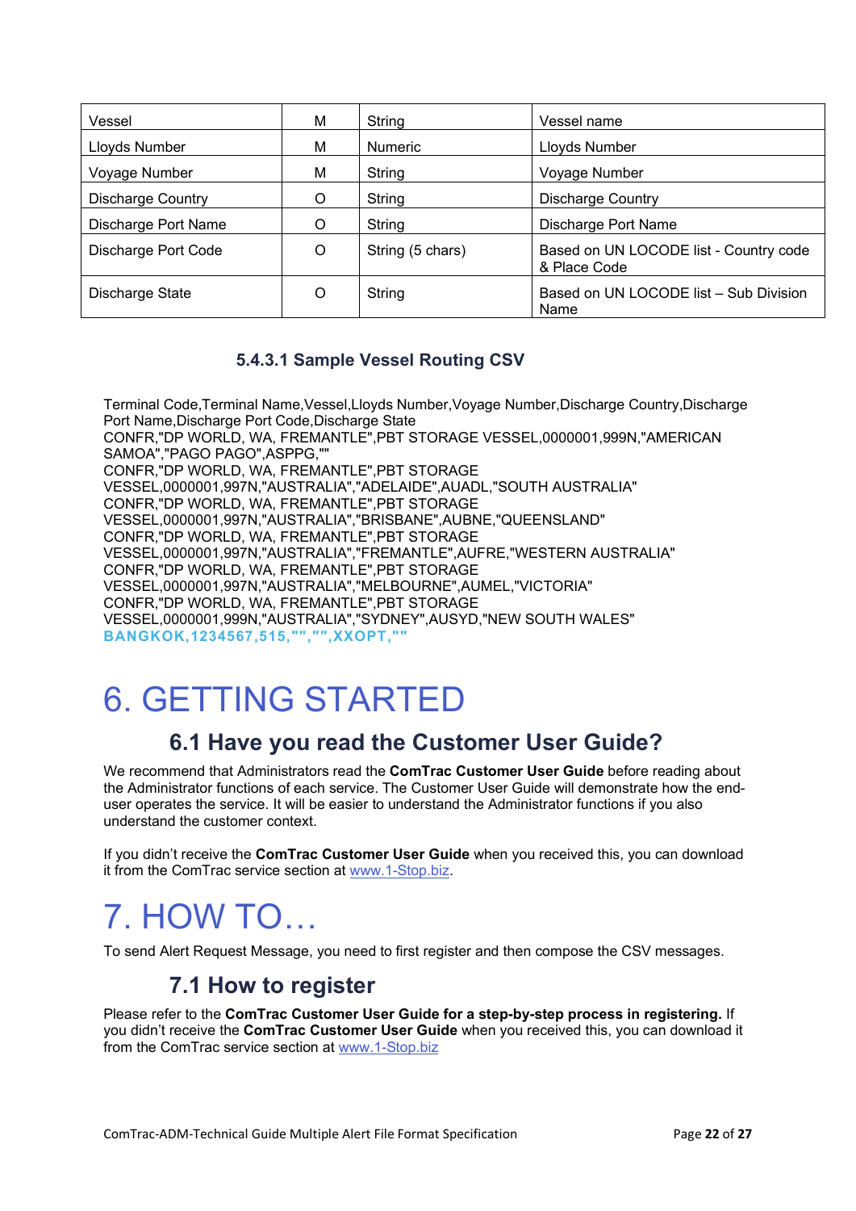| Vessel | M | String | Vessel name |
|---|---|---|---|
| Lloyds Number | M | Numeric | Lloyds Number |
| Voyage Number | M | String | Voyage Number |
| Discharge Country | O | String | Discharge Country |
| Discharge Port Name | O | String | Discharge Port Name |
| Discharge Port Code | O | String (5 chars) | Based on UN LOCODE list - Country code & Place Code |
| Discharge State | O | String | Based on UN LOCODE list – Sub Division Name |

### 5.4.3.1 Sample Vessel Routing CSV

```
Terminal Code,Terminal Name,Vessel,Lloyds Number,Voyage Number,Discharge Country,Discharge Port Name,Discharge Port Code,Discharge State
CONFR,"DP WORLD, WA, FREMANTLE",PBT STORAGE VESSEL,0000001,999N,"AMERICAN SAMOA","PAGO PAGO",ASPPG,""
CONFR,"DP WORLD, WA, FREMANTLE",PBT STORAGE VESSEL,0000001,997N,"AUSTRALIA","ADELAIDE",AUADL,"SOUTH AUSTRALIA"
CONFR,"DP WORLD, WA, FREMANTLE",PBT STORAGE VESSEL,0000001,997N,"AUSTRALIA","BRISBANE",AUBNE,"QUEENSLAND"
CONFR,"DP WORLD, WA, FREMANTLE",PBT STORAGE VESSEL,0000001,997N,"AUSTRALIA","FREMANTLE",AUFRE,"WESTERN AUSTRALIA"
CONFR,"DP WORLD, WA, FREMANTLE",PBT STORAGE VESSEL,0000001,997N,"AUSTRALIA","MELBOURNE",AUMEL,"VICTORIA"
CONFR,"DP WORLD, WA, FREMANTLE",PBT STORAGE VESSEL,0000001,999N,"AUSTRALIA","SYDNEY",AUSYD,"NEW SOUTH WALES"
BANGKOK,1234567,515,"","",XXOPT,""
```

# 6. GETTING STARTED

## 6.1 Have you read the Customer User Guide?

We recommend that Administrators read the **ComTrac Customer User Guide** before reading about the Administrator functions of each service. The Customer User Guide will demonstrate how the end-user operates the service. It will be easier to understand the Administrator functions if you also understand the customer context.

If you didn't receive the **ComTrac Customer User Guide** when you received this, you can download it from the ComTrac service section at www.1-Stop.biz.

# 7. HOW TO…

To send Alert Request Message, you need to first register and then compose the CSV messages.

## 7.1 How to register

Please refer to the **ComTrac Customer User Guide for a step-by-step process in registering.** If you didn't receive the **ComTrac Customer User Guide** when you received this, you can download it from the ComTrac service section at www.1-Stop.biz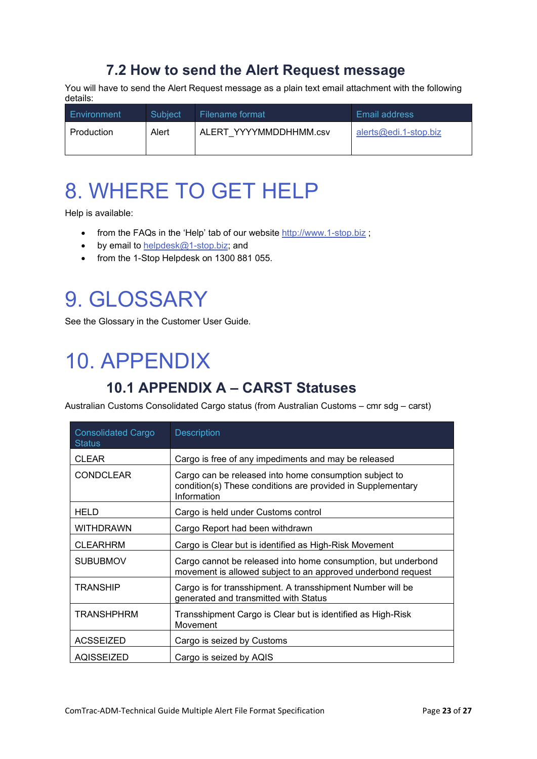## 7.2 How to send the Alert Request message

You will have to send the Alert Request message as a plain text email attachment with the following details:

| Environment | Subject | Filename format | Email address |
|---|---|---|---|
| Production | Alert | ALERT_YYYYMMDDHHMM.csv | alerts@edi.1-stop.biz |

# 8. WHERE TO GET HELP

Help is available:

- from the FAQs in the 'Help' tab of our website http://www.1-stop.biz ;
- by email to helpdesk@1-stop.biz; and
- from the 1-Stop Helpdesk on 1300 881 055.

# 9. GLOSSARY

See the Glossary in the Customer User Guide.

# 10. APPENDIX

## 10.1 APPENDIX A – CARST Statuses

Australian Customs Consolidated Cargo status (from Australian Customs – cmr sdg – carst)

| Consolidated Cargo Status | Description |
|---|---|
| CLEAR | Cargo is free of any impediments and may be released |
| CONDCLEAR | Cargo can be released into home consumption subject to condition(s) These conditions are provided in Supplementary Information |
| HELD | Cargo is held under Customs control |
| WITHDRAWN | Cargo Report had been withdrawn |
| CLEARHRM | Cargo is Clear but is identified as High-Risk Movement |
| SUBUBMOV | Cargo cannot be released into home consumption, but underbond movement is allowed subject to an approved underbond request |
| TRANSHIP | Cargo is for transshipment. A transshipment Number will be generated and transmitted with Status |
| TRANSHPHRM | Transshipment Cargo is Clear but is identified as High-Risk Movement |
| ACSSEIZED | Cargo is seized by Customs |
| AQISSEIZED | Cargo is seized by AQIS |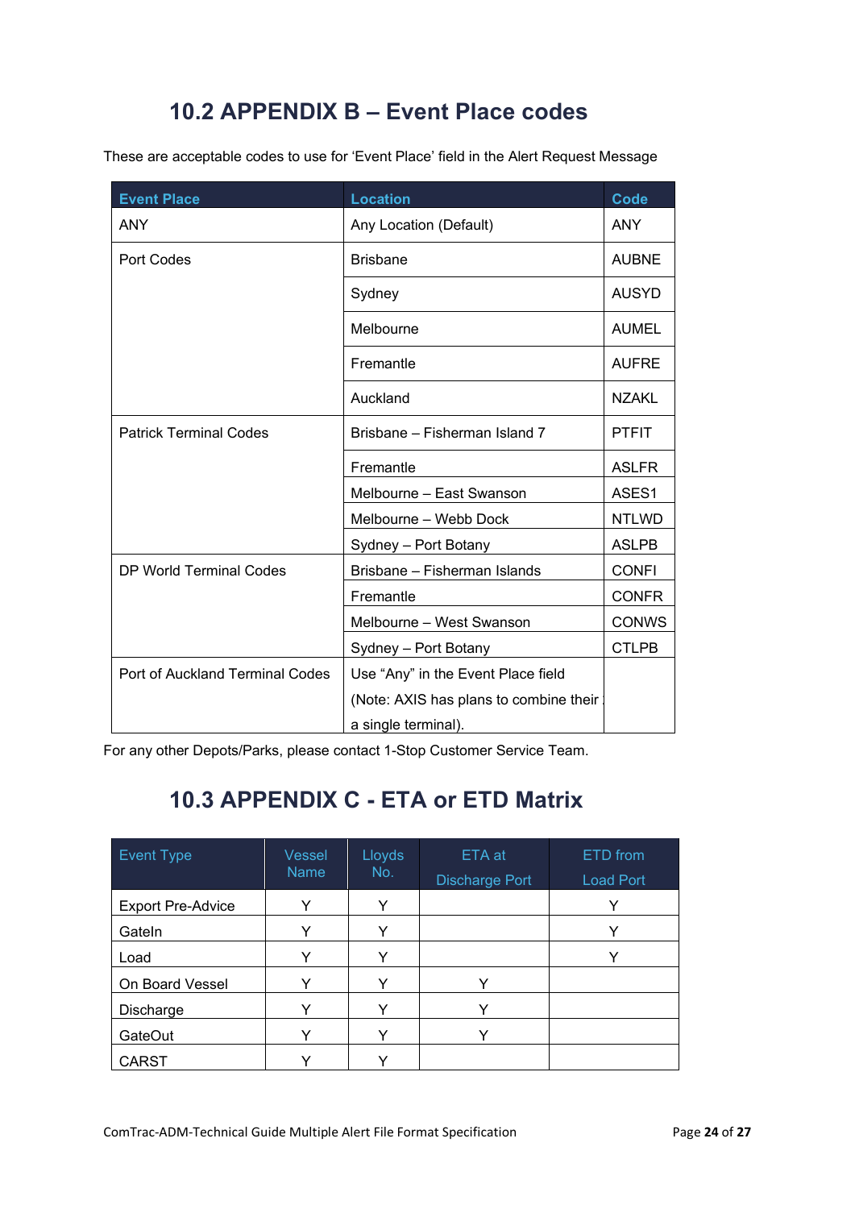## 10.2 APPENDIX B – Event Place codes

These are acceptable codes to use for 'Event Place' field in the Alert Request Message

| Event Place | Location | Code |
|---|---|---|
| ANY | Any Location (Default) | ANY |
| Port Codes | Brisbane | AUBNE |
| | Sydney | AUSYD |
| | Melbourne | AUMEL |
| | Fremantle | AUFRE |
| | Auckland | NZAKL |
| Patrick Terminal Codes | Brisbane – Fisherman Island 7 | PTFIT |
| | Fremantle | ASLFR |
| | Melbourne – East Swanson | ASES1 |
| | Melbourne – Webb Dock | NTLWD |
| | Sydney – Port Botany | ASLPB |
| DP World Terminal Codes | Brisbane – Fisherman Islands | CONFI |
| | Fremantle | CONFR |
| | Melbourne – West Swanson | CONWS |
| | Sydney – Port Botany | CTLPB |
| Port of Auckland Terminal Codes | Use "Any" in the Event Place field (Note: AXIS has plans to combine their a single terminal). | |

For any other Depots/Parks, please contact 1-Stop Customer Service Team.

## 10.3 APPENDIX C - ETA or ETD Matrix

| Event Type | Vessel Name | Lloyds No. | ETA at Discharge Port | ETD from Load Port |
|---|---|---|---|---|
| Export Pre-Advice | Y | Y | | Y |
| GateIn | Y | Y | | Y |
| Load | Y | Y | | Y |
| On Board Vessel | Y | Y | Y | |
| Discharge | Y | Y | Y | |
| GateOut | Y | Y | Y | |
| CARST | Y | Y | | |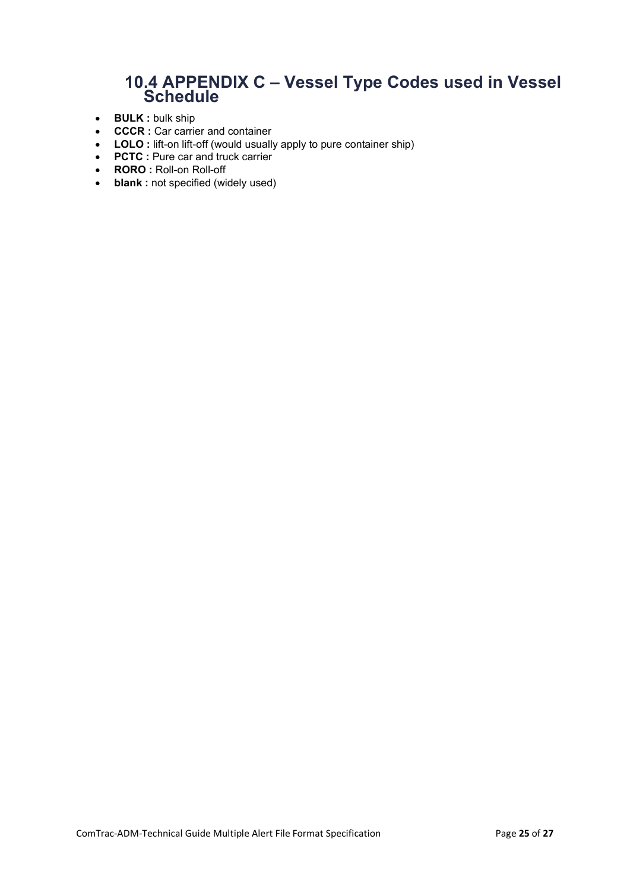## 10.4 APPENDIX C – Vessel Type Codes used in Vessel Schedule

- **BULK :** bulk ship
- **CCCR :** Car carrier and container
- **LOLO :** lift-on lift-off (would usually apply to pure container ship)
- **PCTC :** Pure car and truck carrier
- **RORO :** Roll-on Roll-off
- **blank :** not specified (widely used)